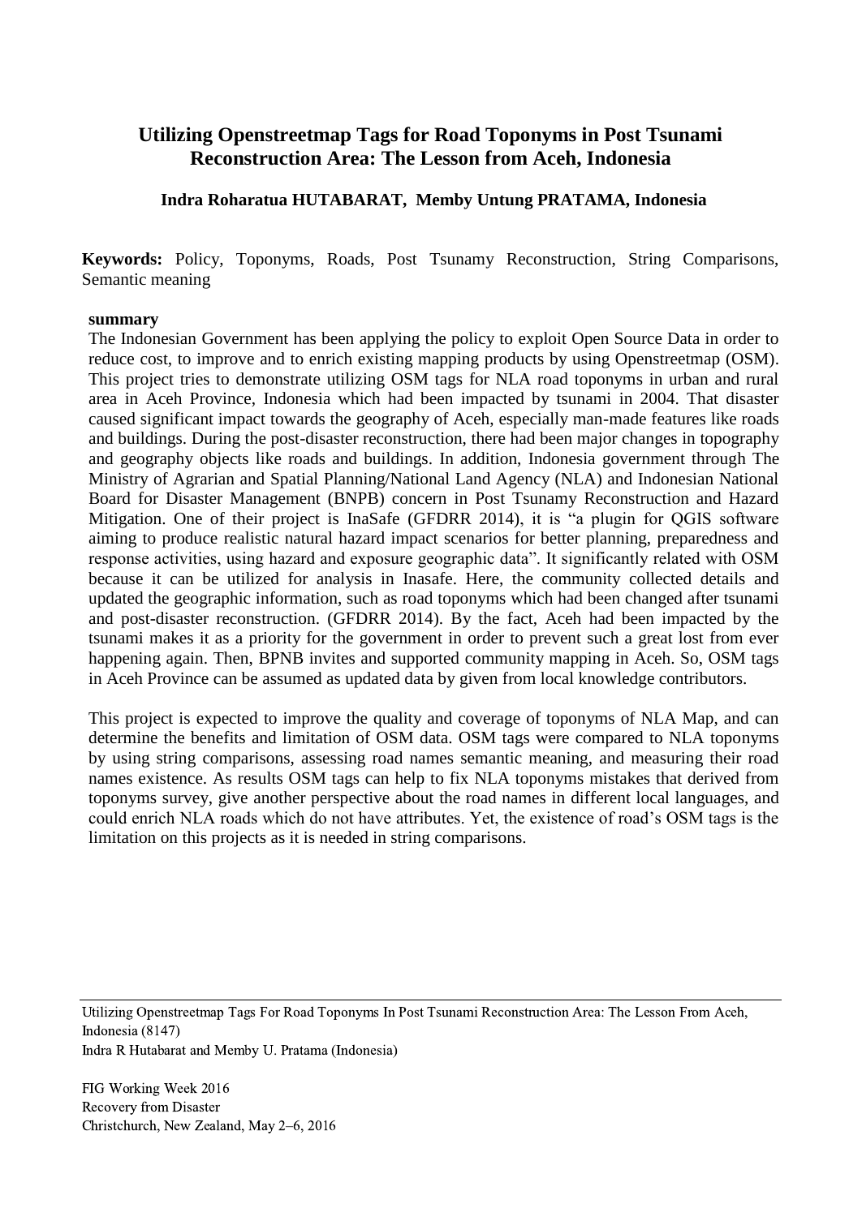# Utilizing Openstreetmap Tags for Road Toponyms in Post Tsunami Reconstruction Area: The Lesson from Aceh, Indonesia

**Indra Roharatua HUTABARAT, Memby Untung PRATAMA, Indonesia**

**Keywords:** Policy, Toponyms, Roads, Post Tsunamy Reconstruction, String Comparisons, Semantic meaning

## summary

The Indonesian Government has been applying the policy to exploit Open Source Data in order to reduce cost, to improve and to enrich existing mapping products by using Openstreetmap (OSM). This project tries to demonstrate utilizing OSM tags for NLA road toponyms in urban and rural area in Aceh Province, Indonesia which had been impacted by tsunami in 2004. That disaster caused significant impact towards the geography of Aceh, especially man-made features like roads and buildings. During the post-disaster reconstruction, there had been major changes in topography and geography objects like roads and buildings. In addition, Indonesia government through The Ministry of Agrarian and Spatial Planning/National Land Agency (NLA) and Indonesian National Board for Disaster Management (BNPB) concern in Post Tsunamy Reconstruction and Hazard Mitigation. One of their project is InaSafe (GFDRR 2014), it is "a plugin for QGIS software aiming to produce realistic natural hazard impact scenarios for better planning, preparedness and response activities, using hazard and exposure geographic data". It significantly related with OSM because it can be utilized for analysis in Inasafe. Here, the community collected details and updated the geographic information, such as road toponyms which had been changed after tsunami and post-disaster reconstruction. (GFDRR 2014). By the fact, Aceh had been impacted by the tsunami makes it as a priority for the government in order to prevent such a great lost from ever happening again. Then, BPNB invites and supported community mapping in Aceh. So, OSM tags in Aceh Province can be assumed as updated data by given from local knowledge contributors.

This project is expected to improve the quality and coverage of toponyms of NLA Map, and can determine the benefits and limitation of OSM data. OSM tags were compared to NLA toponyms by using string comparisons, assessing road names semantic meaning, and measuring their road names existence. As results OSM tags can help to fix NLA toponyms mistakes that derived from toponyms survey, give another perspective about the road names in different local languages, and could enrich NLA roads which do not have attributes. Yet, the existence of road's OSM tags is the limitation on this projects as it is needed in string comparisons.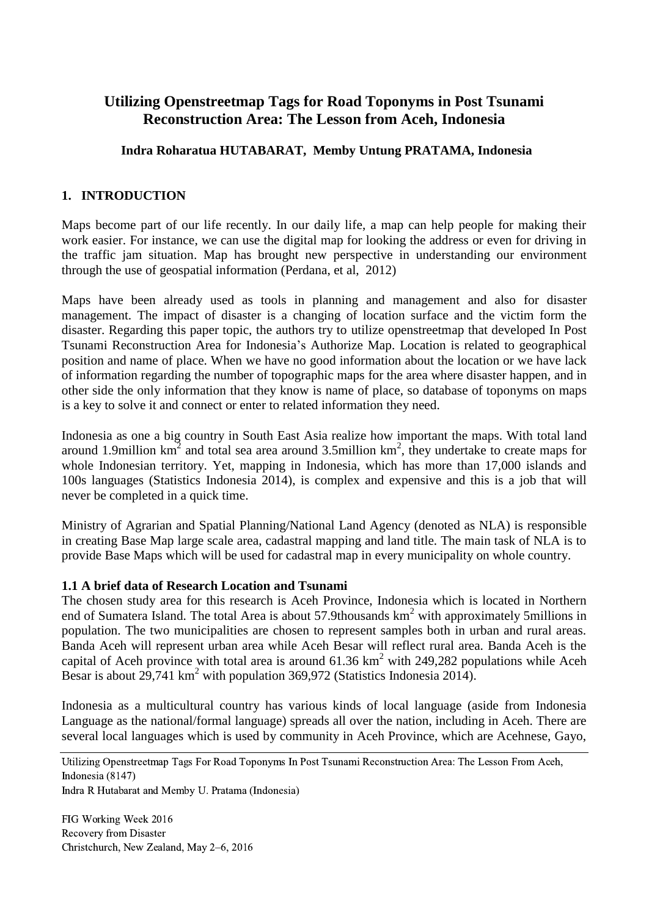# Utilizing Openstreetmap Tags for Road Toponyms in Post Tsunami Reconstruction Area: The Lesson from Aceh, Indonesia

**Indra Roharatua HUTABARAT, Memby Untung PRATAMA, Indonesia**

## 1. INTRODUCTION

Maps become part of our life recently. In our daily life, a map can help people for making their work easier. For instance, we can use the digital map for looking the address or even for driving in the traffic jam situation. Map has brought new perspective in understanding our environment through the use of geospatial information (Perdana, et al, 2012)

Maps have been already used as tools in planning and management and also for disaster management. The impact of disaster is a changing of location surface and the victim form the disaster. Regarding this paper topic, the authors try to utilize openstreetmap that developed In Post Tsunami Reconstruction Area for Indonesia's Authorize Map. Location is related to geographical position and name of place. When we have no good information about the location or we have lack of information regarding the number of topographic maps for the area where disaster happen, and in other side the only information that they know is name of place, so database of toponyms on maps is a key to solve it and connect or enter to related information they need.

Indonesia as one a big country in South East Asia realize how important the maps. With total land around 1.9million $km^2$ and total sea area around 3.5million $km^2$, they undertake to create maps for whole Indonesian territory. Yet, mapping in Indonesia, which has more than 17,000 islands and 100s languages (Statistics Indonesia 2014), is complex and expensive and this is a job that will never be completed in a quick time.

Ministry of Agrarian and Spatial Planning/National Land Agency (denoted as NLA) is responsible in creating Base Map large scale area, cadastral mapping and land title. The main task of NLA is to provide Base Maps which will be used for cadastral map in every municipality on whole country.

### 1.1 A brief data of Research Location and Tsunami

The chosen study area for this research is Aceh Province, Indonesia which is located in Northern end of Sumatera Island. The total Area is about 57.9thousands $km^2$ with approximately 5millions in population. The two municipalities are chosen to represent samples both in urban and rural areas. Banda Aceh will represent urban area while Aceh Besar will reflect rural area. Banda Aceh is the capital of Aceh province with total area is around 61.36 $km^2$ with 249,282 populations while Aceh Besar is about 29,741 $km^2$ with population 369,972 (Statistics Indonesia 2014).

Indonesia as a multicultural country has various kinds of local language (aside from Indonesia Language as the national/formal language) spreads all over the nation, including in Aceh. There are several local languages which is used by community in Aceh Province, which are Acehnese, Gayo,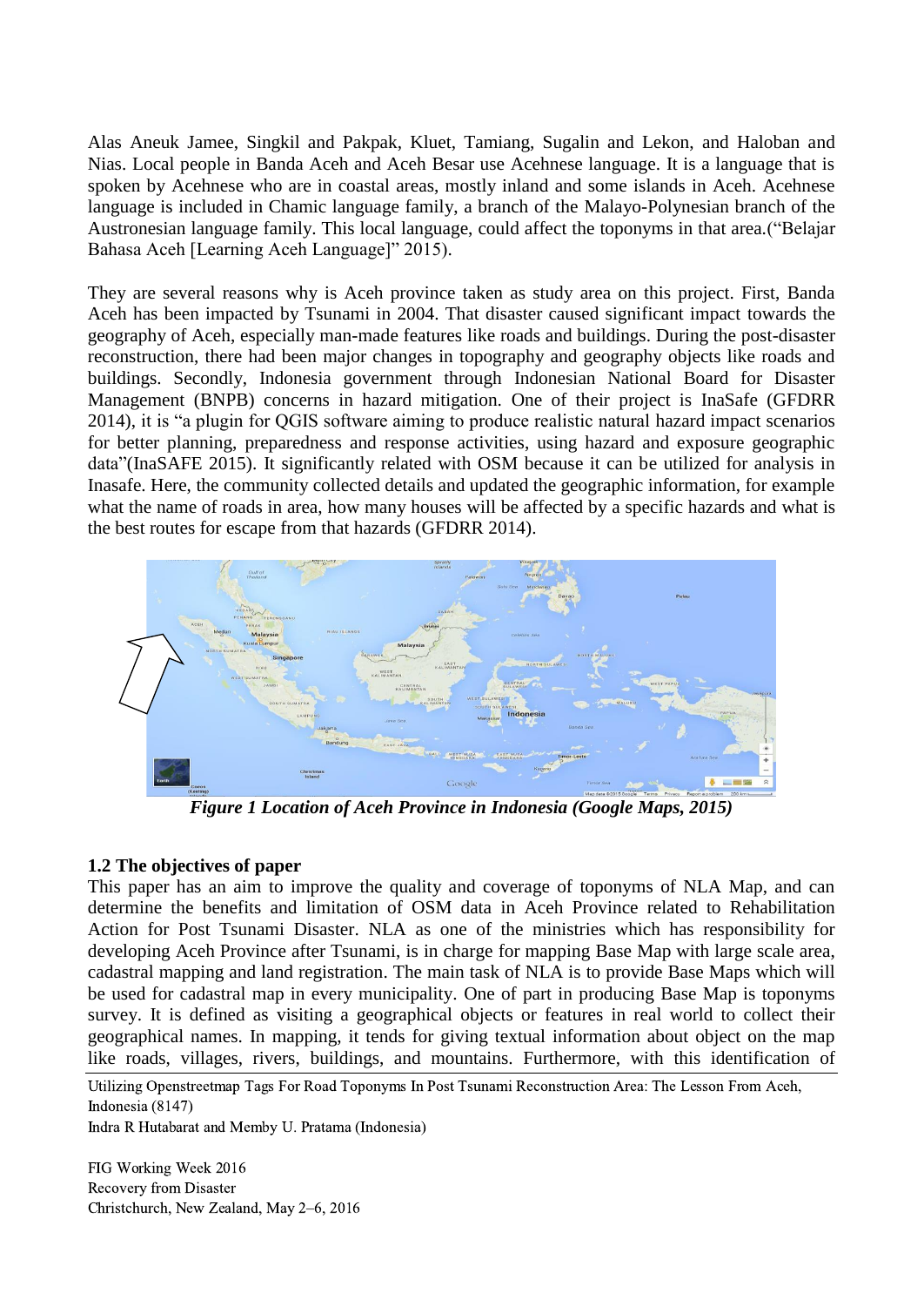Alas Aneuk Jamee, Singkil and Pakpak, Kluet, Tamiang, Sugalin and Lekon, and Haloban and Nias. Local people in Banda Aceh and Aceh Besar use Acehnese language. It is a language that is spoken by Acehnese who are in coastal areas, mostly inland and some islands in Aceh. Acehnese language is included in Chamic language family, a branch of the Malayo-Polynesian branch of the Austronesian language family. This local language, could affect the toponyms in that area.("Belajar Bahasa Aceh [Learning Aceh Language]" 2015).

They are several reasons why is Aceh province taken as study area on this project. First, Banda Aceh has been impacted by Tsunami in 2004. That disaster caused significant impact towards the geography of Aceh, especially man-made features like roads and buildings. During the post-disaster reconstruction, there had been major changes in topography and geography objects like roads and buildings. Secondly, Indonesia government through Indonesian National Board for Disaster Management (BNPB) concerns in hazard mitigation. One of their project is InaSafe (GFDRR 2014), it is "a plugin for QGIS software aiming to produce realistic natural hazard impact scenarios for better planning, preparedness and response activities, using hazard and exposure geographic data"(InaSAFE 2015). It significantly related with OSM because it can be utilized for analysis in Inasafe. Here, the community collected details and updated the geographic information, for example what the name of roads in area, how many houses will be affected by a specific hazards and what is the best routes for escape from that hazards (GFDRR 2014).

***Figure 1 Location of Aceh Province in Indonesia (Google Maps, 2015)***

### 1.2 The objectives of paper

This paper has an aim to improve the quality and coverage of toponyms of NLA Map, and can determine the benefits and limitation of OSM data in Aceh Province related to Rehabilitation Action for Post Tsunami Disaster. NLA as one of the ministries which has responsibility for developing Aceh Province after Tsunami, is in charge for mapping Base Map with large scale area, cadastral mapping and land registration. The main task of NLA is to provide Base Maps which will be used for cadastral map in every municipality. One of part in producing Base Map is toponyms survey. It is defined as visiting a geographical objects or features in real world to collect their geographical names. In mapping, it tends for giving textual information about object on the map like roads, villages, rivers, buildings, and mountains. Furthermore, with this identification of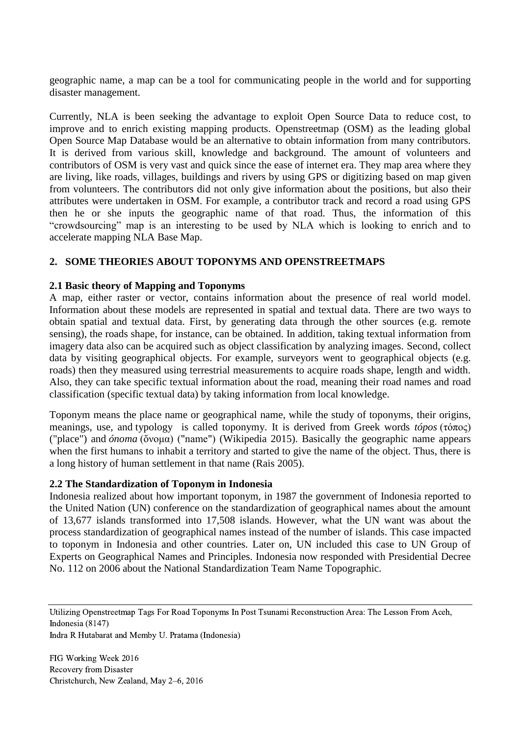geographic name, a map can be a tool for communicating people in the world and for supporting disaster management.

Currently, NLA is been seeking the advantage to exploit Open Source Data to reduce cost, to improve and to enrich existing mapping products. Openstreetmap (OSM) as the leading global Open Source Map Database would be an alternative to obtain information from many contributors. It is derived from various skill, knowledge and background. The amount of volunteers and contributors of OSM is very vast and quick since the ease of internet era. They map area where they are living, like roads, villages, buildings and rivers by using GPS or digitizing based on map given from volunteers. The contributors did not only give information about the positions, but also their attributes were undertaken in OSM. For example, a contributor track and record a road using GPS then he or she inputs the geographic name of that road. Thus, the information of this "crowdsourcing" map is an interesting to be used by NLA which is looking to enrich and to accelerate mapping NLA Base Map.

## 2. SOME THEORIES ABOUT TOPONYMS AND OPENSTREETMAPS

### 2.1 Basic theory of Mapping and Toponyms

A map, either raster or vector, contains information about the presence of real world model. Information about these models are represented in spatial and textual data. There are two ways to obtain spatial and textual data. First, by generating data through the other sources (e.g. remote sensing), the roads shape, for instance, can be obtained. In addition, taking textual information from imagery data also can be acquired such as object classification by analyzing images. Second, collect data by visiting geographical objects. For example, surveyors went to geographical objects (e.g. roads) then they measured using terrestrial measurements to acquire roads shape, length and width. Also, they can take specific textual information about the road, meaning their road names and road classification (specific textual data) by taking information from local knowledge.

Toponym means the place name or geographical name, while the study of toponyms, their origins, meanings, use, and typology is called toponymy. It is derived from Greek words *tópos* (τόπος) ("place") and *ónoma* (ὄνομα) ("name") (Wikipedia 2015). Basically the geographic name appears when the first humans to inhabit a territory and started to give the name of the object. Thus, there is a long history of human settlement in that name (Rais 2005).

### 2.2 The Standardization of Toponym in Indonesia

Indonesia realized about how important toponym, in 1987 the government of Indonesia reported to the United Nation (UN) conference on the standardization of geographical names about the amount of 13,677 islands transformed into 17,508 islands. However, what the UN want was about the process standardization of geographical names instead of the number of islands. This case impacted to toponym in Indonesia and other countries. Later on, UN included this case to UN Group of Experts on Geographical Names and Principles. Indonesia now responded with Presidential Decree No. 112 on 2006 about the National Standardization Team Name Topographic.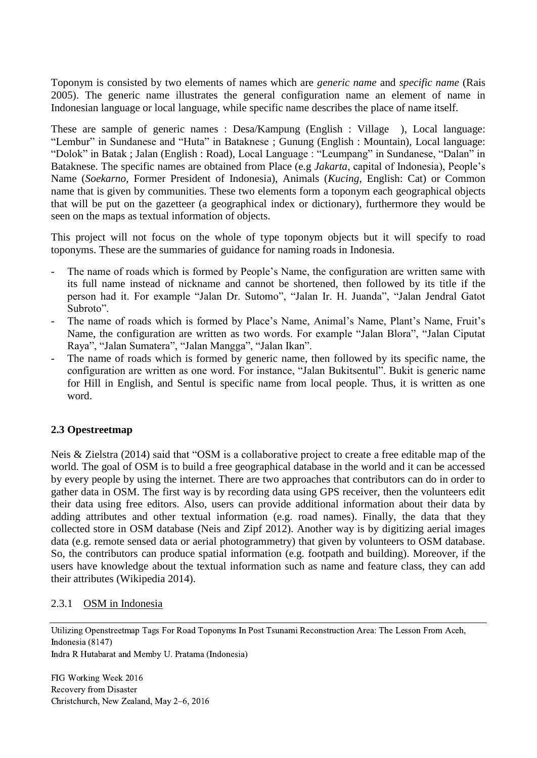Toponym is consisted by two elements of names which are *generic name* and *specific name* (Rais 2005). The generic name illustrates the general configuration name an element of name in Indonesian language or local language, while specific name describes the place of name itself.

These are sample of generic names : Desa/Kampung (English : Village ), Local language: “Lembur” in Sundanese and “Huta” in Bataknese ; Gunung (English : Mountain), Local language: “Dolok” in Batak ; Jalan (English : Road), Local Language : “Leumpang” in Sundanese, “Dalan” in Bataknese. The specific names are obtained from Place (e.g *Jakarta*, capital of Indonesia), People’s Name (*Soekarno*, Former President of Indonesia), Animals (*Kucing*, English: Cat) or Common name that is given by communities. These two elements form a toponym each geographical objects that will be put on the gazetteer (a geographical index or dictionary), furthermore they would be seen on the maps as textual information of objects.

This project will not focus on the whole of type toponym objects but it will specify to road toponyms. These are the summaries of guidance for naming roads in Indonesia.

- The name of roads which is formed by People’s Name, the configuration are written same with its full name instead of nickname and cannot be shortened, then followed by its title if the person had it. For example “Jalan Dr. Sutomo”, “Jalan Ir. H. Juanda”, “Jalan Jendral Gatot Subroto”.
- The name of roads which is formed by Place’s Name, Animal’s Name, Plant’s Name, Fruit’s Name, the configuration are written as two words. For example “Jalan Blora”, “Jalan Ciputat Raya”, “Jalan Sumatera”, “Jalan Mangga”, “Jalan Ikan”.
- The name of roads which is formed by generic name, then followed by its specific name, the configuration are written as one word. For instance, “Jalan Bukitsentul”. Bukit is generic name for Hill in English, and Sentul is specific name from local people. Thus, it is written as one word.

## 2.3 Opestreetmap

Neis & Zielstra (2014) said that “OSM is a collaborative project to create a free editable map of the world. The goal of OSM is to build a free geographical database in the world and it can be accessed by every people by using the internet. There are two approaches that contributors can do in order to gather data in OSM. The first way is by recording data using GPS receiver, then the volunteers edit their data using free editors. Also, users can provide additional information about their data by adding attributes and other textual information (e.g. road names). Finally, the data that they collected store in OSM database (Neis and Zipf 2012). Another way is by digitizing aerial images data (e.g. remote sensed data or aerial photogrammetry) that given by volunteers to OSM database. So, the contributors can produce spatial information (e.g. footpath and building). Moreover, if the users have knowledge about the textual information such as name and feature class, they can add their attributes (Wikipedia 2014).

### 2.3.1 OSM in Indonesia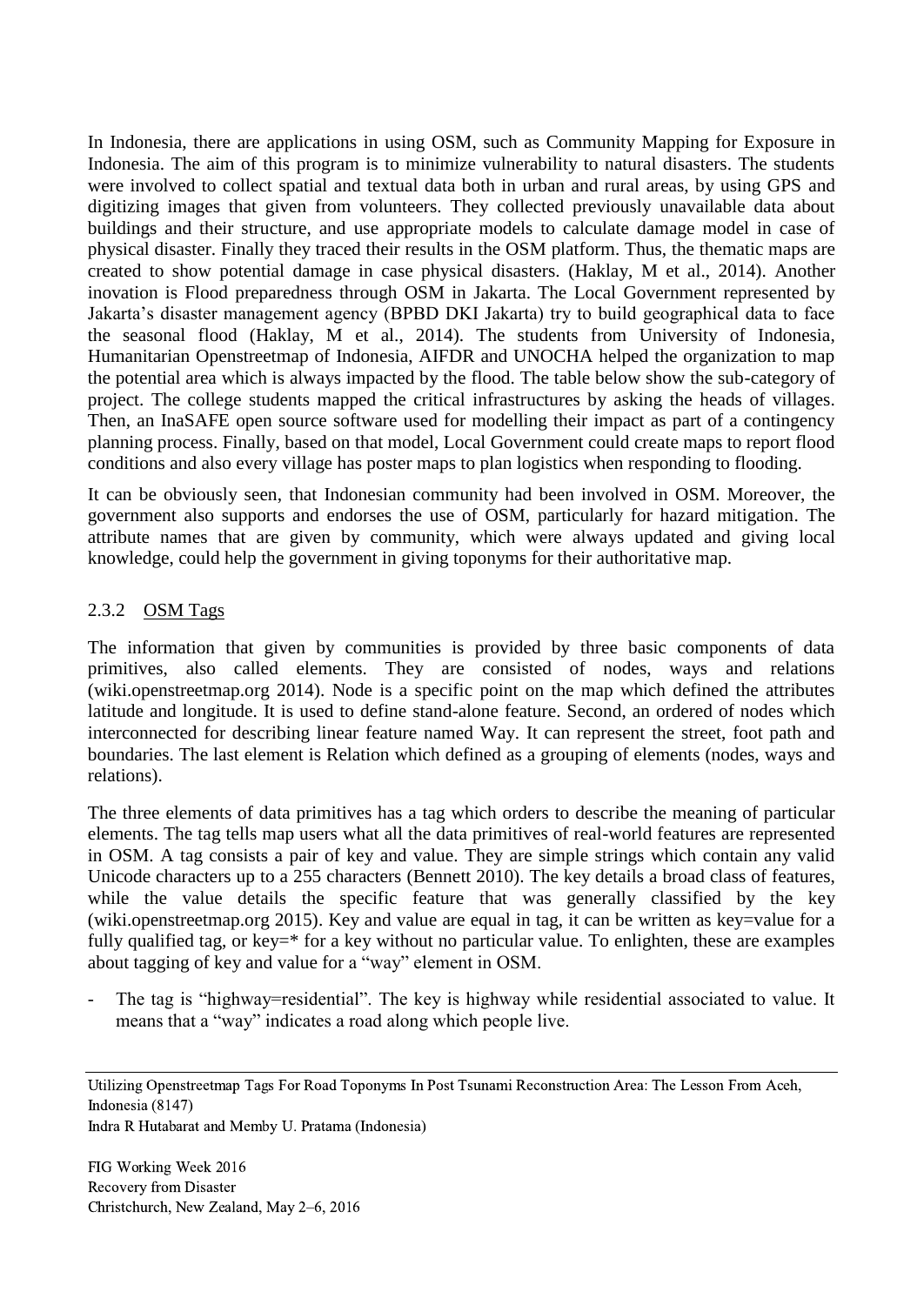In Indonesia, there are applications in using OSM, such as Community Mapping for Exposure in Indonesia. The aim of this program is to minimize vulnerability to natural disasters. The students were involved to collect spatial and textual data both in urban and rural areas, by using GPS and digitizing images that given from volunteers. They collected previously unavailable data about buildings and their structure, and use appropriate models to calculate damage model in case of physical disaster. Finally they traced their results in the OSM platform. Thus, the thematic maps are created to show potential damage in case physical disasters. (Haklay, M et al., 2014). Another inovation is Flood preparedness through OSM in Jakarta. The Local Government represented by Jakarta's disaster management agency (BPBD DKI Jakarta) try to build geographical data to face the seasonal flood (Haklay, M et al., 2014). The students from University of Indonesia, Humanitarian Openstreetmap of Indonesia, AIFDR and UNOCHA helped the organization to map the potential area which is always impacted by the flood. The table below show the sub-category of project. The college students mapped the critical infrastructures by asking the heads of villages. Then, an InaSAFE open source software used for modelling their impact as part of a contingency planning process. Finally, based on that model, Local Government could create maps to report flood conditions and also every village has poster maps to plan logistics when responding to flooding.

It can be obviously seen, that Indonesian community had been involved in OSM. Moreover, the government also supports and endorses the use of OSM, particularly for hazard mitigation. The attribute names that are given by community, which were always updated and giving local knowledge, could help the government in giving toponyms for their authoritative map.

### 2.3.2 OSM Tags

The information that given by communities is provided by three basic components of data primitives, also called elements. They are consisted of nodes, ways and relations (wiki.openstreetmap.org 2014). Node is a specific point on the map which defined the attributes latitude and longitude. It is used to define stand-alone feature. Second, an ordered of nodes which interconnected for describing linear feature named Way. It can represent the street, foot path and boundaries. The last element is Relation which defined as a grouping of elements (nodes, ways and relations).

The three elements of data primitives has a tag which orders to describe the meaning of particular elements. The tag tells map users what all the data primitives of real-world features are represented in OSM. A tag consists a pair of key and value. They are simple strings which contain any valid Unicode characters up to a 255 characters (Bennett 2010). The key details a broad class of features, while the value details the specific feature that was generally classified by the key (wiki.openstreetmap.org 2015). Key and value are equal in tag, it can be written as key=value for a fully qualified tag, or key=* for a key without no particular value. To enlighten, these are examples about tagging of key and value for a "way" element in OSM.

- The tag is "highway=residential". The key is highway while residential associated to value. It means that a "way" indicates a road along which people live.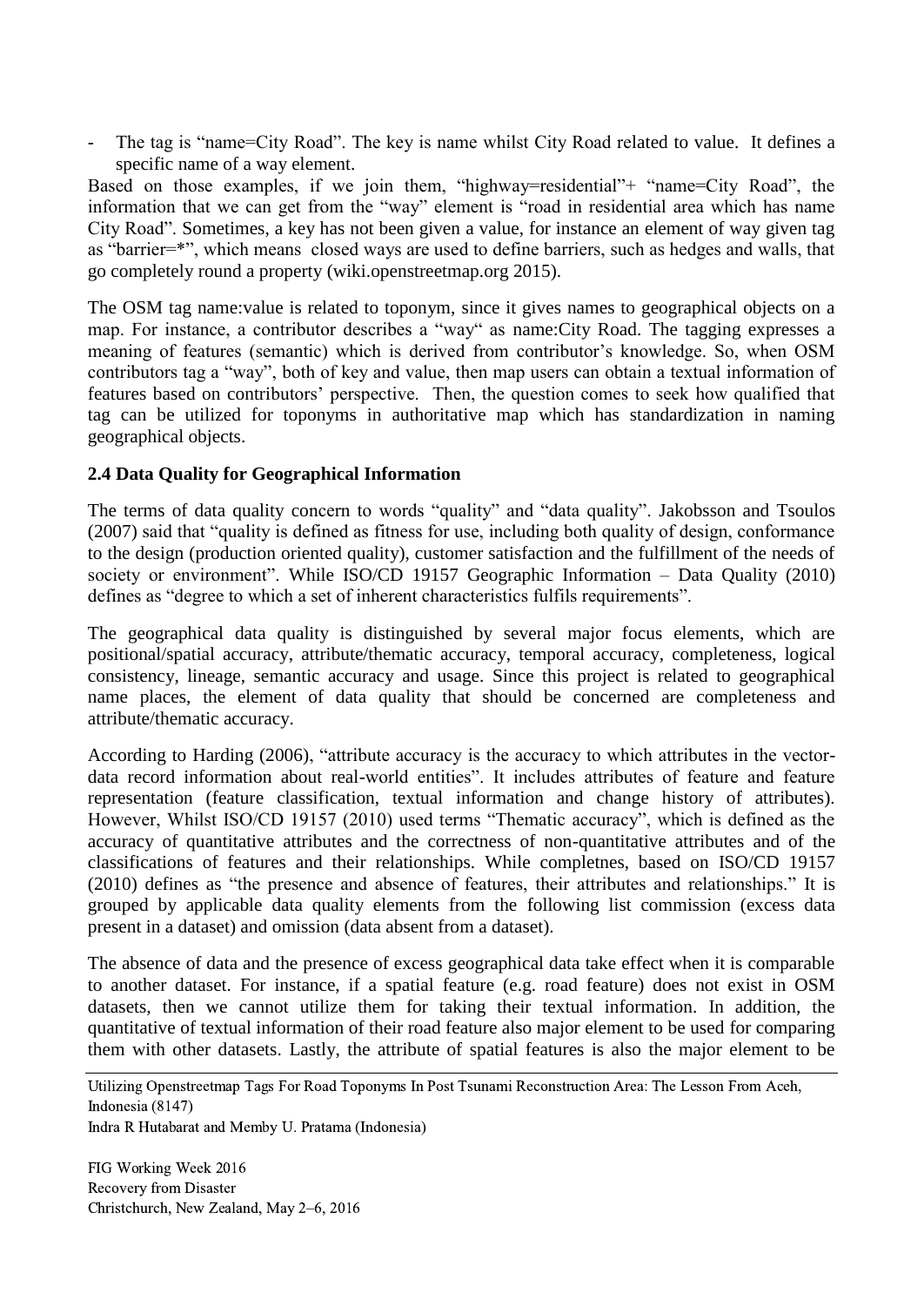- The tag is "name=City Road". The key is name whilst City Road related to value. It defines a specific name of a way element.

Based on those examples, if we join them, "highway=residential"+ "name=City Road", the information that we can get from the "way" element is "road in residential area which has name City Road". Sometimes, a key has not been given a value, for instance an element of way given tag as "barrier=*", which means closed ways are used to define barriers, such as hedges and walls, that go completely round a property (wiki.openstreetmap.org 2015).

The OSM tag name:value is related to toponym, since it gives names to geographical objects on a map. For instance, a contributor describes a "way" as name:City Road. The tagging expresses a meaning of features (semantic) which is derived from contributor's knowledge. So, when OSM contributors tag a "way", both of key and value, then map users can obtain a textual information of features based on contributors' perspective. Then, the question comes to seek how qualified that tag can be utilized for toponyms in authoritative map which has standardization in naming geographical objects.

**2.4 Data Quality for Geographical Information**

The terms of data quality concern to words "quality" and "data quality". Jakobsson and Tsoulos (2007) said that "quality is defined as fitness for use, including both quality of design, conformance to the design (production oriented quality), customer satisfaction and the fulfillment of the needs of society or environment". While ISO/CD 19157 Geographic Information – Data Quality (2010) defines as "degree to which a set of inherent characteristics fulfils requirements".

The geographical data quality is distinguished by several major focus elements, which are positional/spatial accuracy, attribute/thematic accuracy, temporal accuracy, completeness, logical consistency, lineage, semantic accuracy and usage. Since this project is related to geographical name places, the element of data quality that should be concerned are completeness and attribute/thematic accuracy.

According to Harding (2006), "attribute accuracy is the accuracy to which attributes in the vector-data record information about real-world entities". It includes attributes of feature and feature representation (feature classification, textual information and change history of attributes). However, Whilst ISO/CD 19157 (2010) used terms "Thematic accuracy", which is defined as the accuracy of quantitative attributes and the correctness of non-quantitative attributes and of the classifications of features and their relationships. While completnes, based on ISO/CD 19157 (2010) defines as "the presence and absence of features, their attributes and relationships." It is grouped by applicable data quality elements from the following list commission (excess data present in a dataset) and omission (data absent from a dataset).

The absence of data and the presence of excess geographical data take effect when it is comparable to another dataset. For instance, if a spatial feature (e.g. road feature) does not exist in OSM datasets, then we cannot utilize them for taking their textual information. In addition, the quantitative of textual information of their road feature also major element to be used for comparing them with other datasets. Lastly, the attribute of spatial features is also the major element to be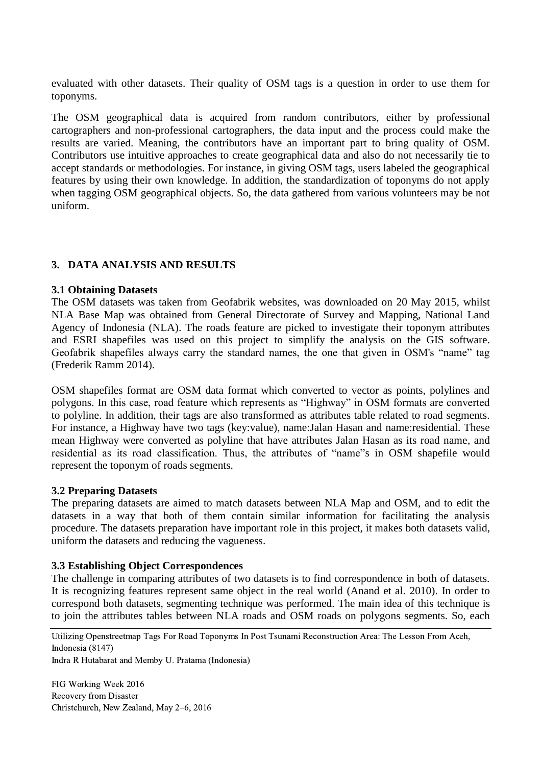evaluated with other datasets. Their quality of OSM tags is a question in order to use them for toponyms.

The OSM geographical data is acquired from random contributors, either by professional cartographers and non-professional cartographers, the data input and the process could make the results are varied. Meaning, the contributors have an important part to bring quality of OSM. Contributors use intuitive approaches to create geographical data and also do not necessarily tie to accept standards or methodologies. For instance, in giving OSM tags, users labeled the geographical features by using their own knowledge. In addition, the standardization of toponyms do not apply when tagging OSM geographical objects. So, the data gathered from various volunteers may be not uniform.

## 3. DATA ANALYSIS AND RESULTS

### 3.1 Obtaining Datasets

The OSM datasets was taken from Geofabrik websites, was downloaded on 20 May 2015, whilst NLA Base Map was obtained from General Directorate of Survey and Mapping, National Land Agency of Indonesia (NLA). The roads feature are picked to investigate their toponym attributes and ESRI shapefiles was used on this project to simplify the analysis on the GIS software. Geofabrik shapefiles always carry the standard names, the one that given in OSM's "name" tag (Frederik Ramm 2014).

OSM shapefiles format are OSM data format which converted to vector as points, polylines and polygons. In this case, road feature which represents as "Highway" in OSM formats are converted to polyline. In addition, their tags are also transformed as attributes table related to road segments. For instance, a Highway have two tags (key:value), name:Jalan Hasan and name:residential. These mean Highway were converted as polyline that have attributes Jalan Hasan as its road name, and residential as its road classification. Thus, the attributes of "name"s in OSM shapefile would represent the toponym of roads segments.

### 3.2 Preparing Datasets

The preparing datasets are aimed to match datasets between NLA Map and OSM, and to edit the datasets in a way that both of them contain similar information for facilitating the analysis procedure. The datasets preparation have important role in this project, it makes both datasets valid, uniform the datasets and reducing the vagueness.

### 3.3 Establishing Object Correspondences

The challenge in comparing attributes of two datasets is to find correspondence in both of datasets. It is recognizing features represent same object in the real world (Anand et al. 2010). In order to correspond both datasets, segmenting technique was performed. The main idea of this technique is to join the attributes tables between NLA roads and OSM roads on polygons segments. So, each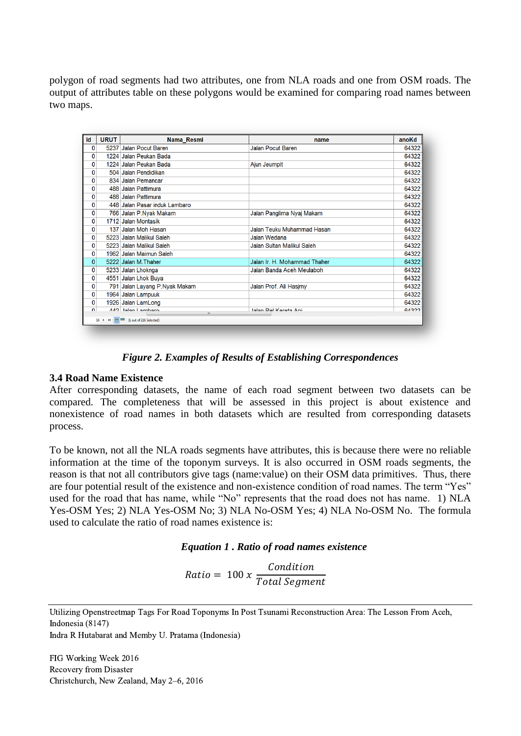polygon of road segments had two attributes, one from NLA roads and one from OSM roads. The output of attributes table on these polygons would be examined for comparing road names between two maps.

| Id | URUT | Nama_Resmi | name | anoKd |
|---|---|---|---|---|
| 0 | 5237 | Jalan Pocut Baren | Jalan Pocut Baren | 64322 |
| 0 | 1224 | Jalan Peukan Bada | | 64322 |
| 0 | 1224 | Jalan Peukan Bada | Ajun Jeumpit | 64322 |
| 0 | 504 | Jalan Pendidikan | | 64322 |
| 0 | 834 | Jalan Pemancar | | 64322 |
| 0 | 488 | Jalan Pattimura | | 64322 |
| 0 | 488 | Jalan Pattimura | | 64322 |
| 0 | 448 | Jalan Pasar induk Lambaro | | 64322 |
| 0 | 766 | Jalan P.Nyak Makam | Jalan Panglima Nyaj Makam | 64322 |
| 0 | 1712 | Jalan Montasik | | 64322 |
| 0 | 137 | Jalan Moh Hasan | Jalan Teuku Muhammad Hasan | 64322 |
| 0 | 5223 | Jalan Malikul Saleh | Jalan Wedana | 64322 |
| 0 | 5223 | Jalan Malikul Saleh | Jalan Sultan Malikul Saleh | 64322 |
| 0 | 1962 | Jalan Maimun Saleh | | 64322 |
| 0 | 5222 | Jalan M.Thaher | Jalan Ir. H. Mohammad Thaher | 64322 |
| 0 | 5233 | Jalan Lhoknga | Jalan Banda Aceh Meulaboh | 64322 |
| 0 | 4551 | Jalan Lhok Buya | | 64322 |
| 0 | 791 | Jalan Layang P.Nyak Makam | Jalan Prof. Ali Hasjmy | 64322 |
| 0 | 1964 | Jalan Lampuuk | | 64322 |
| 0 | 1926 | Jalan LamLong | | 64322 |
| 0 | 442 | Jalan Lambaro | Jalan Rel Kereta Api | 64322 |

(1 out of 216 Selected)

***Figure 2. Examples of Results of Establishing Correspondences***

### 3.4 Road Name Existence

After corresponding datasets, the name of each road segment between two datasets can be compared. The completeness that will be assessed in this project is about existence and nonexistence of road names in both datasets which are resulted from corresponding datasets process.

To be known, not all the NLA roads segments have attributes, this is because there were no reliable information at the time of the toponym surveys. It is also occurred in OSM roads segments, the reason is that not all contributors give tags (name:value) on their OSM data primitives. Thus, there are four potential result of the existence and non-existence condition of road names. The term "Yes" used for the road that has name, while "No" represents that the road does not has name. 1) NLA Yes-OSM Yes; 2) NLA Yes-OSM No; 3) NLA No-OSM Yes; 4) NLA No-OSM No. The formula used to calculate the ratio of road names existence is:

***Equation 1 . Ratio of road names existence***

$$Ratio = 100\ x\ \frac{Condition}{Total\ Segment}$$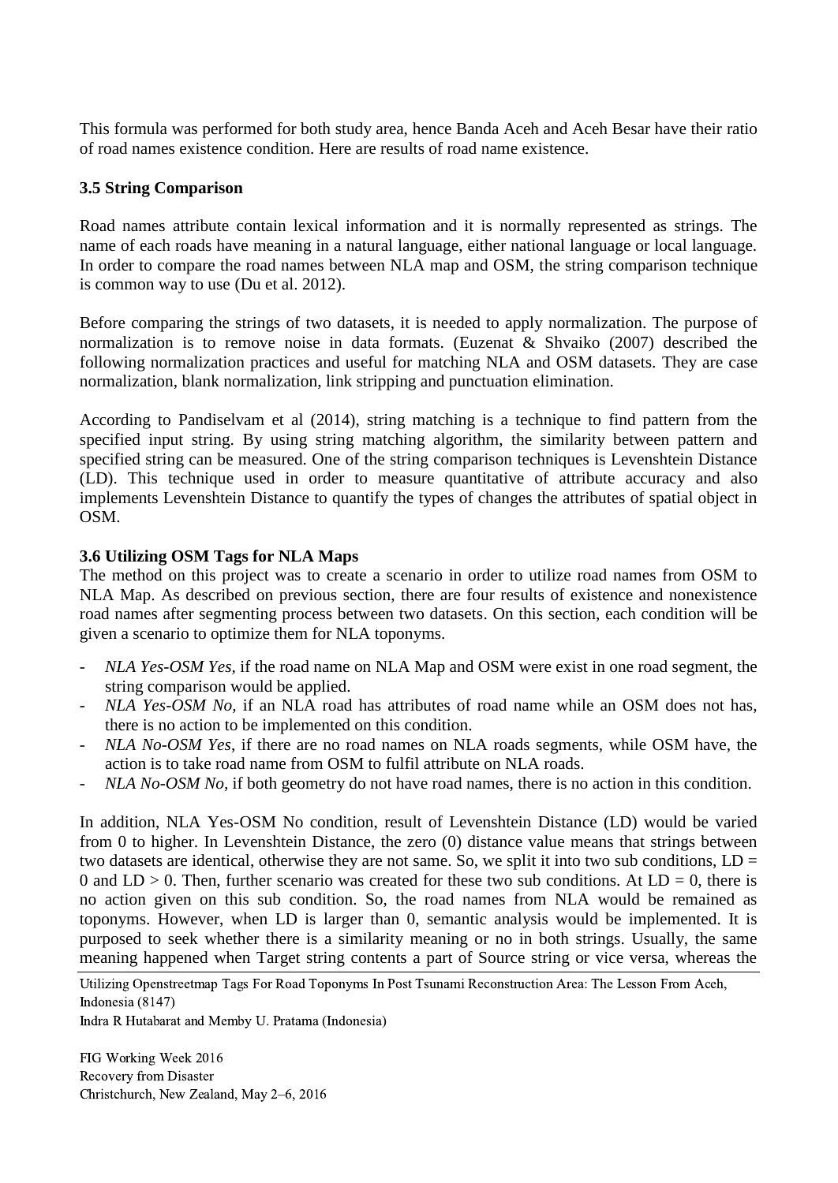This formula was performed for both study area, hence Banda Aceh and Aceh Besar have their ratio of road names existence condition. Here are results of road name existence.

### 3.5 String Comparison

Road names attribute contain lexical information and it is normally represented as strings. The name of each roads have meaning in a natural language, either national language or local language. In order to compare the road names between NLA map and OSM, the string comparison technique is common way to use (Du et al. 2012).

Before comparing the strings of two datasets, it is needed to apply normalization. The purpose of normalization is to remove noise in data formats. (Euzenat & Shvaiko (2007) described the following normalization practices and useful for matching NLA and OSM datasets. They are case normalization, blank normalization, link stripping and punctuation elimination.

According to Pandiselvam et al (2014), string matching is a technique to find pattern from the specified input string. By using string matching algorithm, the similarity between pattern and specified string can be measured. One of the string comparison techniques is Levenshtein Distance (LD). This technique used in order to measure quantitative of attribute accuracy and also implements Levenshtein Distance to quantify the types of changes the attributes of spatial object in OSM.

### 3.6 Utilizing OSM Tags for NLA Maps

The method on this project was to create a scenario in order to utilize road names from OSM to NLA Map. As described on previous section, there are four results of existence and nonexistence road names after segmenting process between two datasets. On this section, each condition will be given a scenario to optimize them for NLA toponyms.

- *NLA Yes-OSM Yes,* if the road name on NLA Map and OSM were exist in one road segment, the string comparison would be applied.
- *NLA Yes-OSM No,* if an NLA road has attributes of road name while an OSM does not has, there is no action to be implemented on this condition.
- *NLA No-OSM Yes*, if there are no road names on NLA roads segments, while OSM have, the action is to take road name from OSM to fulfil attribute on NLA roads.
- *NLA No-OSM No,* if both geometry do not have road names, there is no action in this condition.

In addition, NLA Yes-OSM No condition, result of Levenshtein Distance (LD) would be varied from 0 to higher. In Levenshtein Distance, the zero (0) distance value means that strings between two datasets are identical, otherwise they are not same. So, we split it into two sub conditions, LD = 0 and LD > 0. Then, further scenario was created for these two sub conditions. At LD = 0, there is no action given on this sub condition. So, the road names from NLA would be remained as toponyms. However, when LD is larger than 0, semantic analysis would be implemented. It is purposed to seek whether there is a similarity meaning or no in both strings. Usually, the same meaning happened when Target string contents a part of Source string or vice versa, whereas the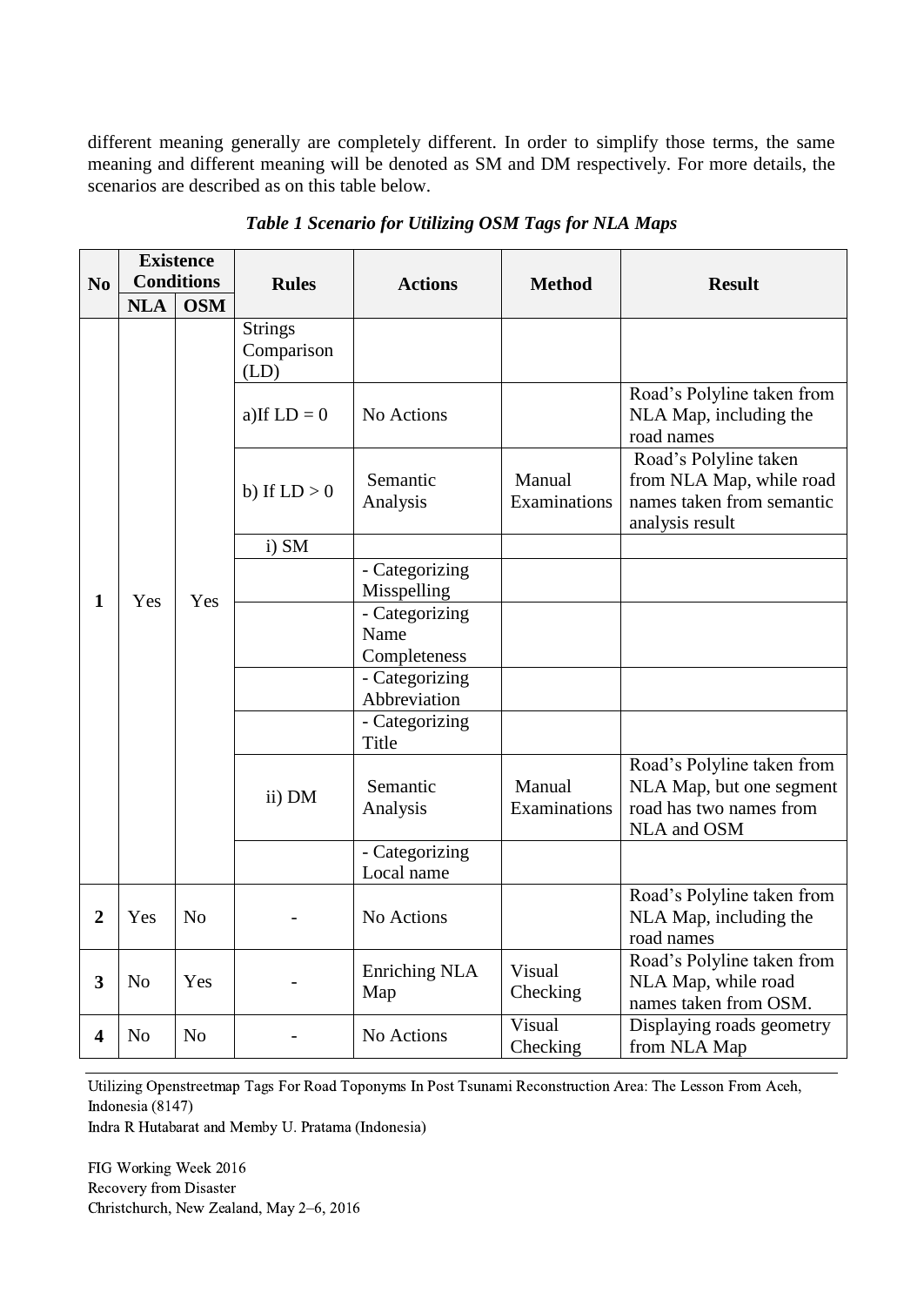different meaning generally are completely different. In order to simplify those terms, the same meaning and different meaning will be denoted as SM and DM respectively. For more details, the scenarios are described as on this table below.

***Table 1 Scenario for Utilizing OSM Tags for NLA Maps***

| No | Existence Conditions | | Rules | Actions | Method | Result |
|---|---|---|---|---|---|---|
| | NLA | OSM | | | | |
| 1 | Yes | Yes | Strings Comparison (LD) | | | |
| | | | a)If LD = 0 | No Actions | | Road's Polyline taken from NLA Map, including the road names |
| | | | b) If LD > 0 | Semantic Analysis | Manual Examinations | Road's Polyline taken from NLA Map, while road names taken from semantic analysis result |
| | | | i) SM | | | |
| | | | | - Categorizing Misspelling | | |
| | | | | - Categorizing Name Completeness | | |
| | | | | - Categorizing Abbreviation | | |
| | | | | - Categorizing Title | | |
| | | | ii) DM | Semantic Analysis | Manual Examinations | Road's Polyline taken from NLA Map, but one segment road has two names from NLA and OSM |
| | | | | - Categorizing Local name | | |
| 2 | Yes | No | - | No Actions | | Road's Polyline taken from NLA Map, including the road names |
| 3 | No | Yes | - | Enriching NLA Map | Visual Checking | Road's Polyline taken from NLA Map, while road names taken from OSM. |
| 4 | No | No | - | No Actions | Visual Checking | Displaying roads geometry from NLA Map |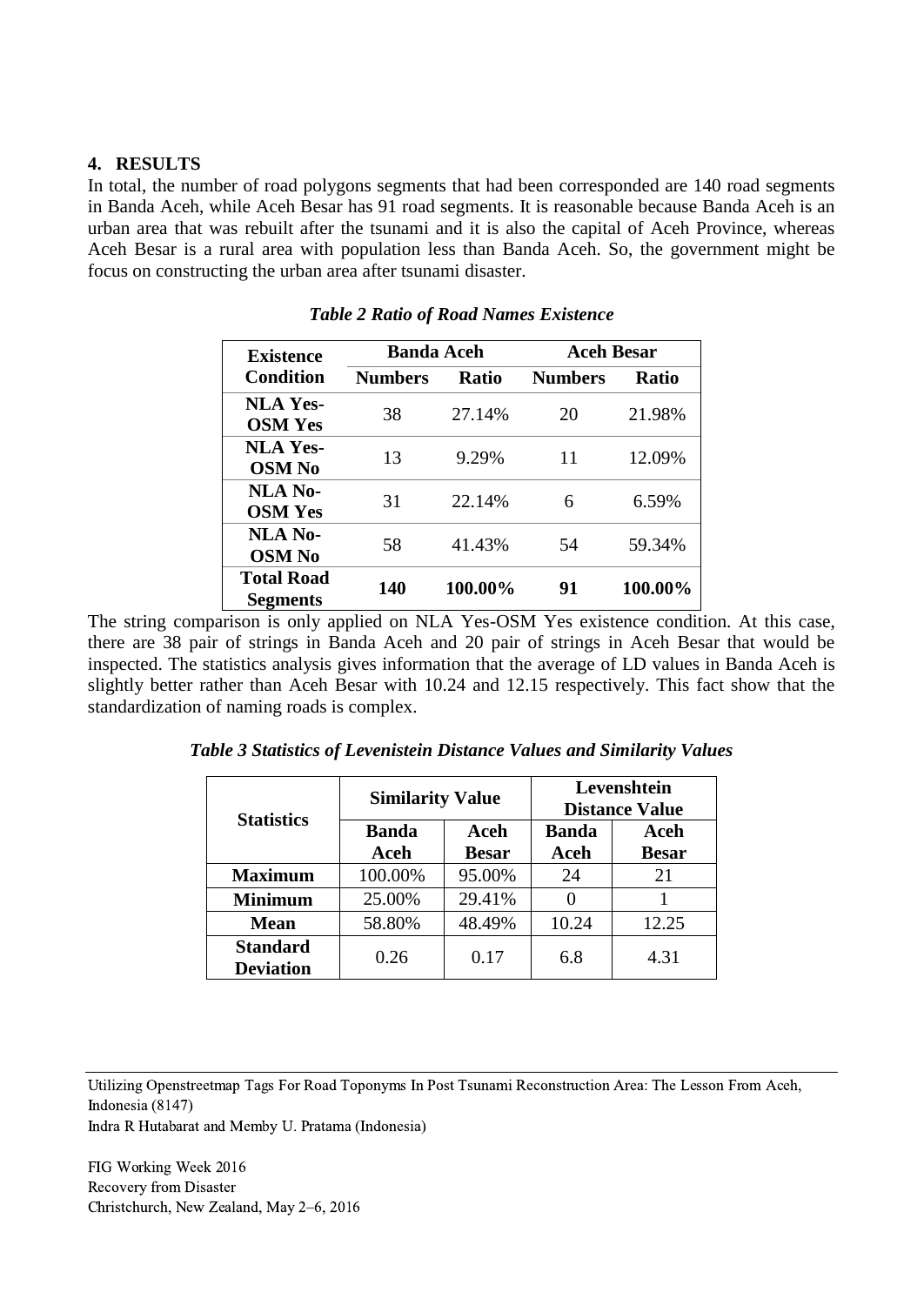## 4. RESULTS

In total, the number of road polygons segments that had been corresponded are 140 road segments in Banda Aceh, while Aceh Besar has 91 road segments. It is reasonable because Banda Aceh is an urban area that was rebuilt after the tsunami and it is also the capital of Aceh Province, whereas Aceh Besar is a rural area with population less than Banda Aceh. So, the government might be focus on constructing the urban area after tsunami disaster.

*Table 2 Ratio of Road Names Existence*

| Existence Condition | Banda Aceh | | Aceh Besar | |
|---|---|---|---|---|
| | Numbers | Ratio | Numbers | Ratio |
| NLA Yes-OSM Yes | 38 | 27.14% | 20 | 21.98% |
| NLA Yes-OSM No | 13 | 9.29% | 11 | 12.09% |
| NLA No-OSM Yes | 31 | 22.14% | 6 | 6.59% |
| NLA No-OSM No | 58 | 41.43% | 54 | 59.34% |
| **Total Road Segments** | **140** | **100.00%** | **91** | **100.00%** |

The string comparison is only applied on NLA Yes-OSM Yes existence condition. At this case, there are 38 pair of strings in Banda Aceh and 20 pair of strings in Aceh Besar that would be inspected. The statistics analysis gives information that the average of LD values in Banda Aceh is slightly better rather than Aceh Besar with 10.24 and 12.15 respectively. This fact show that the standardization of naming roads is complex.

*Table 3 Statistics of Levenistein Distance Values and Similarity Values*

| Statistics | Similarity Value | | Levenshtein Distance Value | |
|---|---|---|---|---|
| | Banda Aceh | Aceh Besar | Banda Aceh | Aceh Besar |
| **Maximum** | 100.00% | 95.00% | 24 | 21 |
| **Minimum** | 25.00% | 29.41% | 0 | 1 |
| **Mean** | 58.80% | 48.49% | 10.24 | 12.25 |
| **Standard Deviation** | 0.26 | 0.17 | 6.8 | 4.31 |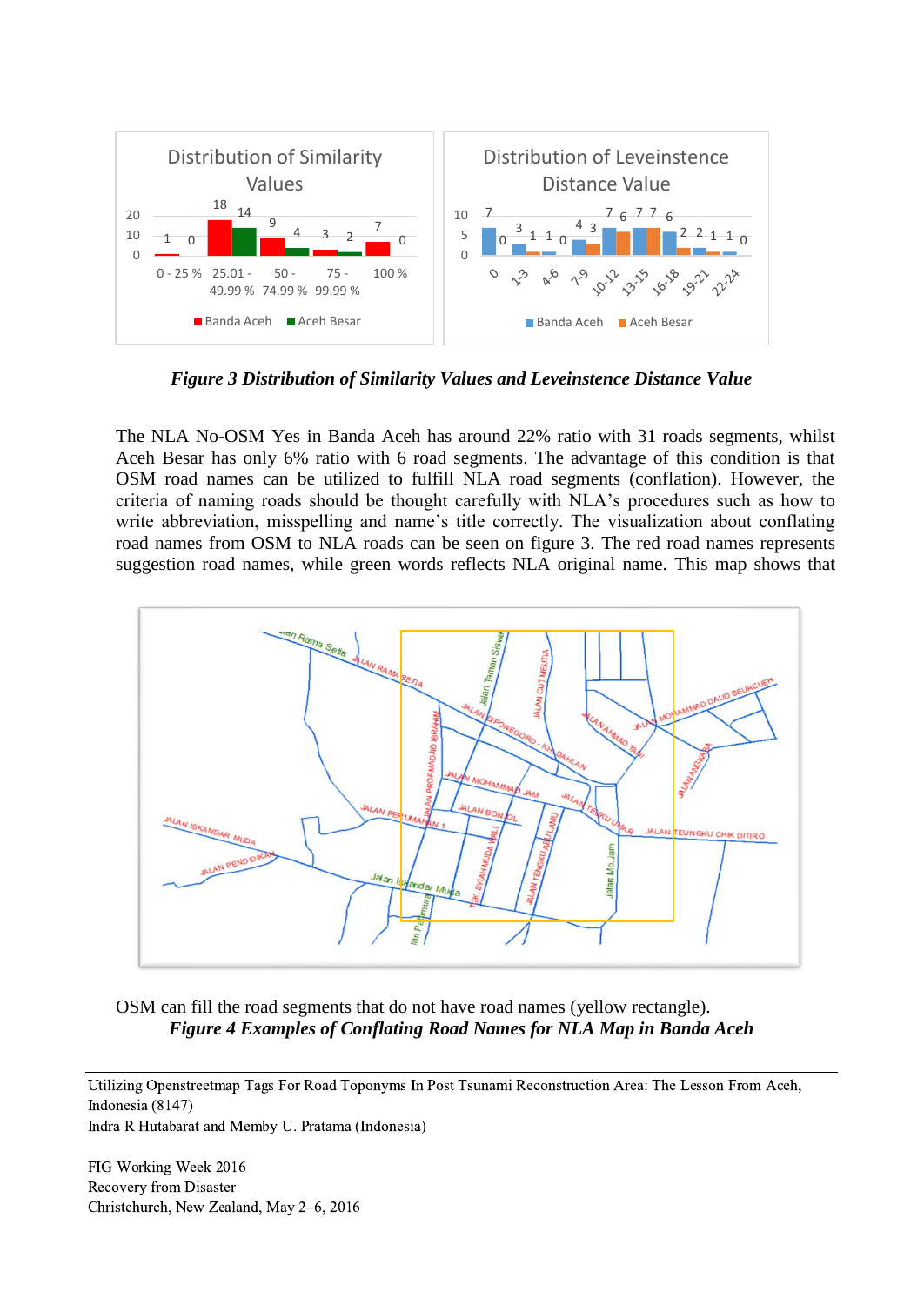*Figure 3 Distribution of Similarity Values and Leveinstence Distance Value*

The NLA No-OSM Yes in Banda Aceh has around 22% ratio with 31 roads segments, whilst Aceh Besar has only 6% ratio with 6 road segments. The advantage of this condition is that OSM road names can be utilized to fulfill NLA road segments (conflation). However, the criteria of naming roads should be thought carefully with NLA's procedures such as how to write abbreviation, misspelling and name's title correctly. The visualization about conflating road names from OSM to NLA roads can be seen on figure 3. The red road names represents suggestion road names, while green words reflects NLA original name. This map shows that OSM can fill the road segments that do not have road names (yellow rectangle).

*Figure 4 Examples of Conflating Road Names for NLA Map in Banda Aceh*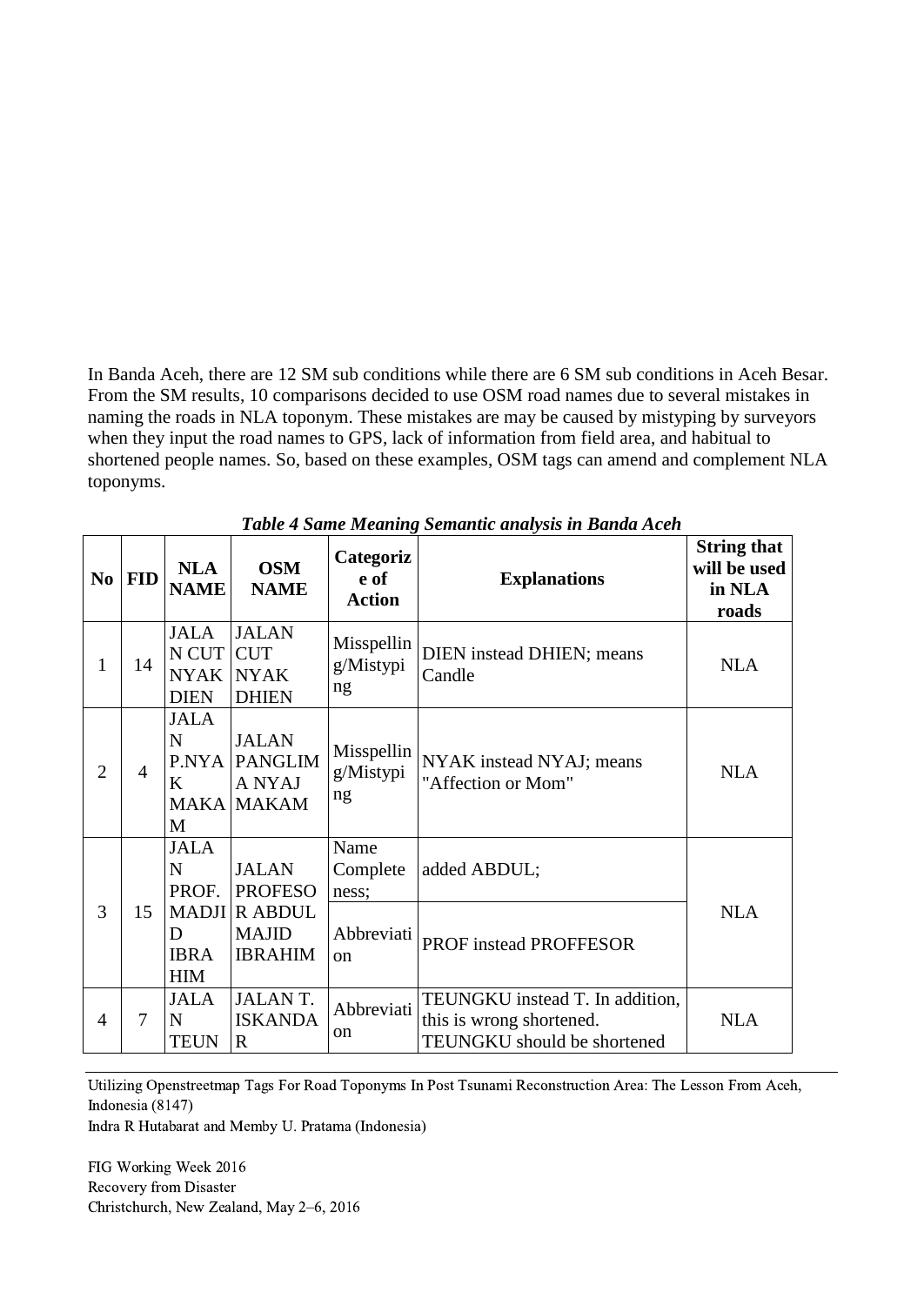In Banda Aceh, there are 12 SM sub conditions while there are 6 SM sub conditions in Aceh Besar. From the SM results, 10 comparisons decided to use OSM road names due to several mistakes in naming the roads in NLA toponym. These mistakes are may be caused by mistyping by surveyors when they input the road names to GPS, lack of information from field area, and habitual to shortened people names. So, based on these examples, OSM tags can amend and complement NLA toponyms.

***Table 4 Same Meaning Semantic analysis in Banda Aceh***

| No | FID | NLA NAME | OSM NAME | Categorize of Action | Explanations | String that will be used in NLA roads |
|---|---|---|---|---|---|---|
| 1 | 14 | JALAN CUT NYAK DIEN | JALAN CUT NYAK DHIEN | Misspelling/Mistyping | DIEN instead DHIEN; means Candle | NLA |
| 2 | 4 | JALAN P.NYAK MAKAM | JALAN PANGLIMA NYAJ MAKAM | Misspelling/Mistyping | NYAK instead NYAJ; means "Affection or Mom" | NLA |
| 3 | 15 | JALAN PROF. MADJID IBRAHIM | JALAN PROFESOR ABDUL MAJID IBRAHIM | Name Completeness; | added ABDUL; | NLA |
| | | | | Abbreviation | PROF instead PROFFESOR | |
| 4 | 7 | JALAN TEUN | JALAN T. ISKANDAR | Abbreviation | TEUNGKU instead T. In addition, this is wrong shortened. TEUNGKU should be shortened | NLA |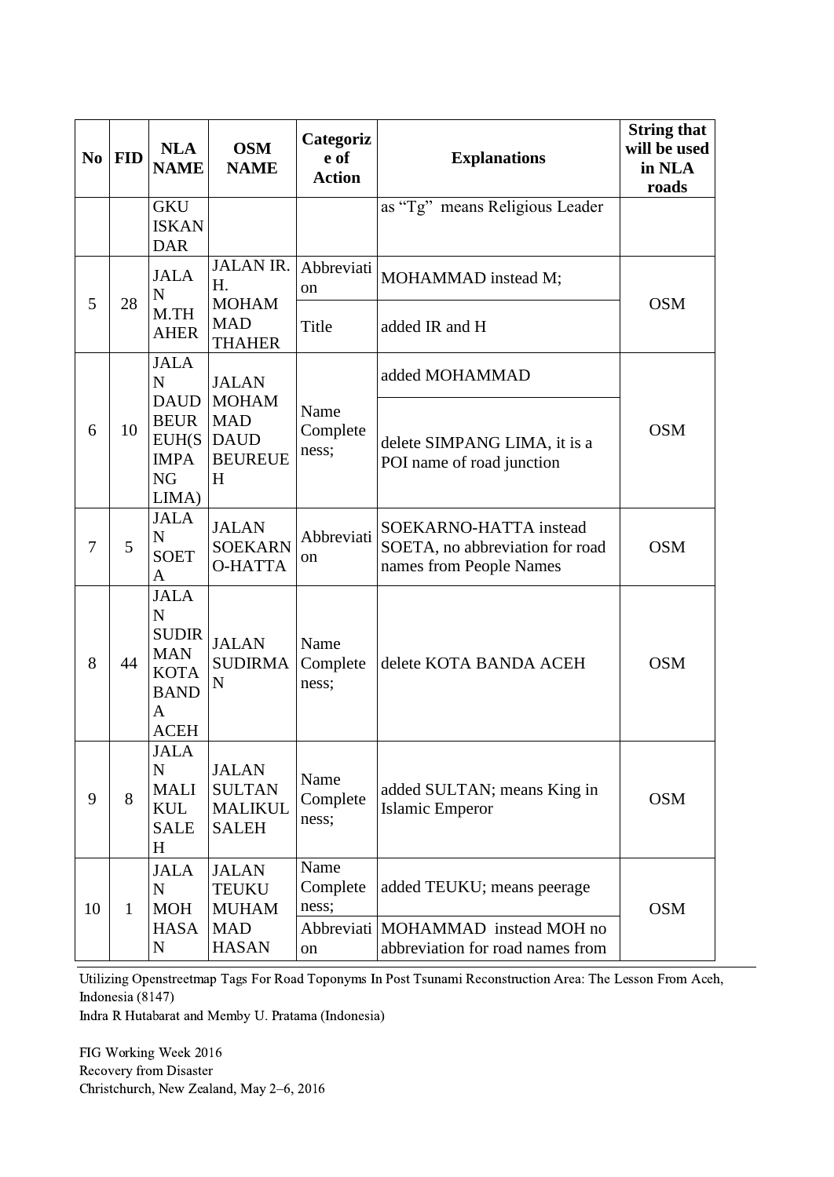| No | FID | NLA NAME | OSM NAME | Categorize of Action | Explanations | String that will be used in NLA roads |
|---|---|---|---|---|---|---|
| | | GKU ISKANDAR | | | as “Tg” means Religious Leader | |
| 5 | 28 | JALAN M.THAHER | JALAN IR. H. MOHAMMAD THAHER | Abbreviation | MOHAMMAD instead M; | OSM |
| | | | | Title | added IR and H | |
| 6 | 10 | JALAN DAUD BEUREUH(SIMPANG LIMA) | JALAN MOHAMMAD DAUD BEUREUEH | Name Completeness; | added MOHAMMAD | OSM |
| | | | | | delete SIMPANG LIMA, it is a POI name of road junction | |
| 7 | 5 | JALAN SOETA | JALAN SOEKARNO-HATTA | Abbreviation | SOEKARNO-HATTA instead SOETA, no abbreviation for road names from People Names | OSM |
| 8 | 44 | JALAN SUDIRMAN KOTA BANDA ACEH | JALAN SUDIRMAN | Name Completeness; | delete KOTA BANDA ACEH | OSM |
| 9 | 8 | JALAN MALIKUL SALEH | JALAN SULTAN MALIKUL SALEH | Name Completeness; | added SULTAN; means King in Islamic Emperor | OSM |
| 10 | 1 | JALAN MOH HASAN | JALAN TEUKU MUHAMMAD HASAN | Name Completeness; | added TEUKU; means peerage | OSM |
| | | | | Abbreviation | MOHAMMAD instead MOH no abbreviation for road names from | |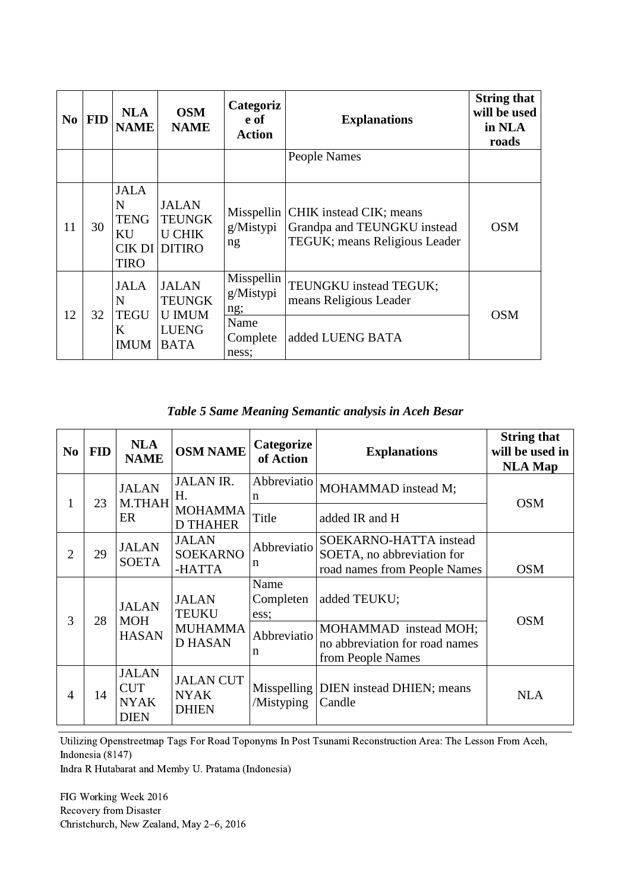| No | FID | NLA NAME | OSM NAME | Categorize of Action | Explanations | String that will be used in NLA roads |
|---|---|---|---|---|---|---|
| | | | | | People Names | |
| 11 | 30 | JALAN TENGKU CIK DI TIRO | JALAN TEUNGKU CHIK DITIRO | Misspelling/Mistyping | CHIK instead CIK; means Grandpa and TEUNGKU instead TEGUK; means Religious Leader | OSM |
| 12 | 32 | JALAN TEGUK IMUM | JALAN TEUNGKU IMUM LUENG BATA | Misspelling/Mistyping; | TEUNGKU instead TEGUK; means Religious Leader | OSM |
| | | | | Name Completeness; | added LUENG BATA | |

***Table 5 Same Meaning Semantic analysis in Aceh Besar***

| No | FID | NLA NAME | OSM NAME | Categorize of Action | Explanations | String that will be used in NLA Map |
|---|---|---|---|---|---|---|
| 1 | 23 | JALAN M.THAHER | JALAN IR. H. MOHAMMAD THAHER | Abbreviation | MOHAMMAD instead M; | OSM |
| | | | | Title | added IR and H | |
| 2 | 29 | JALAN SOETA | JALAN SOEKARNO-HATTA | Abbreviation | SOEKARNO-HATTA instead SOETA, no abbreviation for road names from People Names | OSM |
| 3 | 28 | JALAN MOH HASAN | JALAN TEUKU MUHAMMAD HASAN | Name Completeness; | added TEUKU; | OSM |
| | | | | Abbreviation | MOHAMMAD instead MOH; no abbreviation for road names from People Names | |
| 4 | 14 | JALAN CUT NYAK DIEN | JALAN CUT NYAK DHIEN | Misspelling/Mistyping | DIEN instead DHIEN; means Candle | NLA |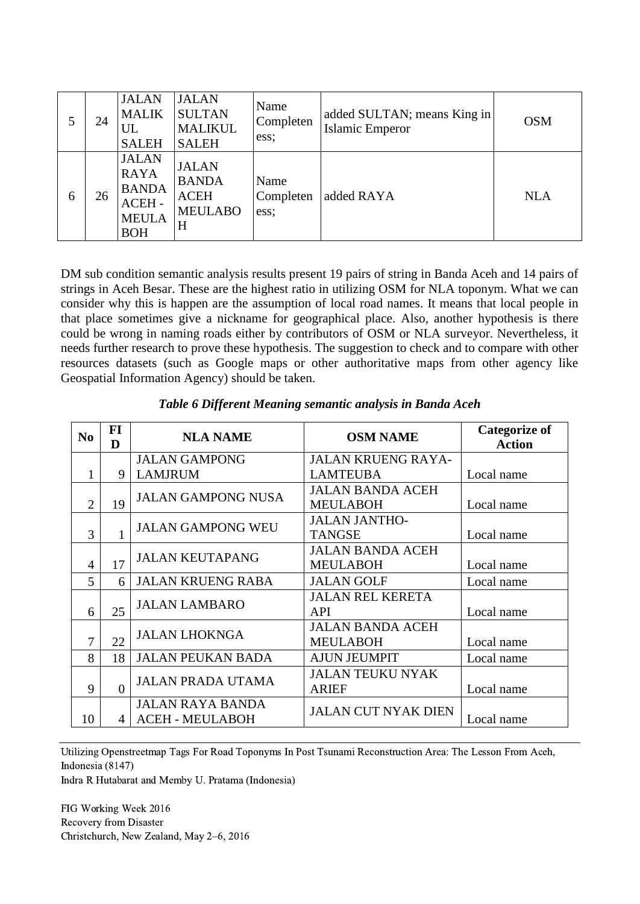| 5 | 24 | JALAN MALIKUL SALEH | JALAN SULTAN MALIKUL SALEH | Name Completeness; | added SULTAN; means King in Islamic Emperor | OSM |
|---|---|---|---|---|---|---|
| 6 | 26 | JALAN RAYA BANDA ACEH - MEULABOH | JALAN BANDA ACEH MEULABOH | Name Completeness; | added RAYA | NLA |

DM sub condition semantic analysis results present 19 pairs of string in Banda Aceh and 14 pairs of strings in Aceh Besar. These are the highest ratio in utilizing OSM for NLA toponym. What we can consider why this is happen are the assumption of local road names. It means that local people in that place sometimes give a nickname for geographical place. Also, another hypothesis is there could be wrong in naming roads either by contributors of OSM or NLA surveyor. Nevertheless, it needs further research to prove these hypothesis. The suggestion to check and to compare with other resources datasets (such as Google maps or other authoritative maps from other agency like Geospatial Information Agency) should be taken.

***Table 6 Different Meaning semantic analysis in Banda Aceh***

| No | FID | NLA NAME | OSM NAME | Categorize of Action |
|---|---|---|---|---|
| 1 | 9 | JALAN GAMPONG LAMJRUM | JALAN KRUENG RAYA-LAMTEUBA | Local name |
| 2 | 19 | JALAN GAMPONG NUSA | JALAN BANDA ACEH MEULABOH | Local name |
| 3 | 1 | JALAN GAMPONG WEU | JALAN JANTHO-TANGSE | Local name |
| 4 | 17 | JALAN KEUTAPANG | JALAN BANDA ACEH MEULABOH | Local name |
| 5 | 6 | JALAN KRUENG RABA | JALAN GOLF | Local name |
| 6 | 25 | JALAN LAMBARO | JALAN REL KERETA API | Local name |
| 7 | 22 | JALAN LHOKNGA | JALAN BANDA ACEH MEULABOH | Local name |
| 8 | 18 | JALAN PEUKAN BADA | AJUN JEUMPIT | Local name |
| 9 | 0 | JALAN PRADA UTAMA | JALAN TEUKU NYAK ARIEF | Local name |
| 10 | 4 | JALAN RAYA BANDA ACEH - MEULABOH | JALAN CUT NYAK DIEN | Local name |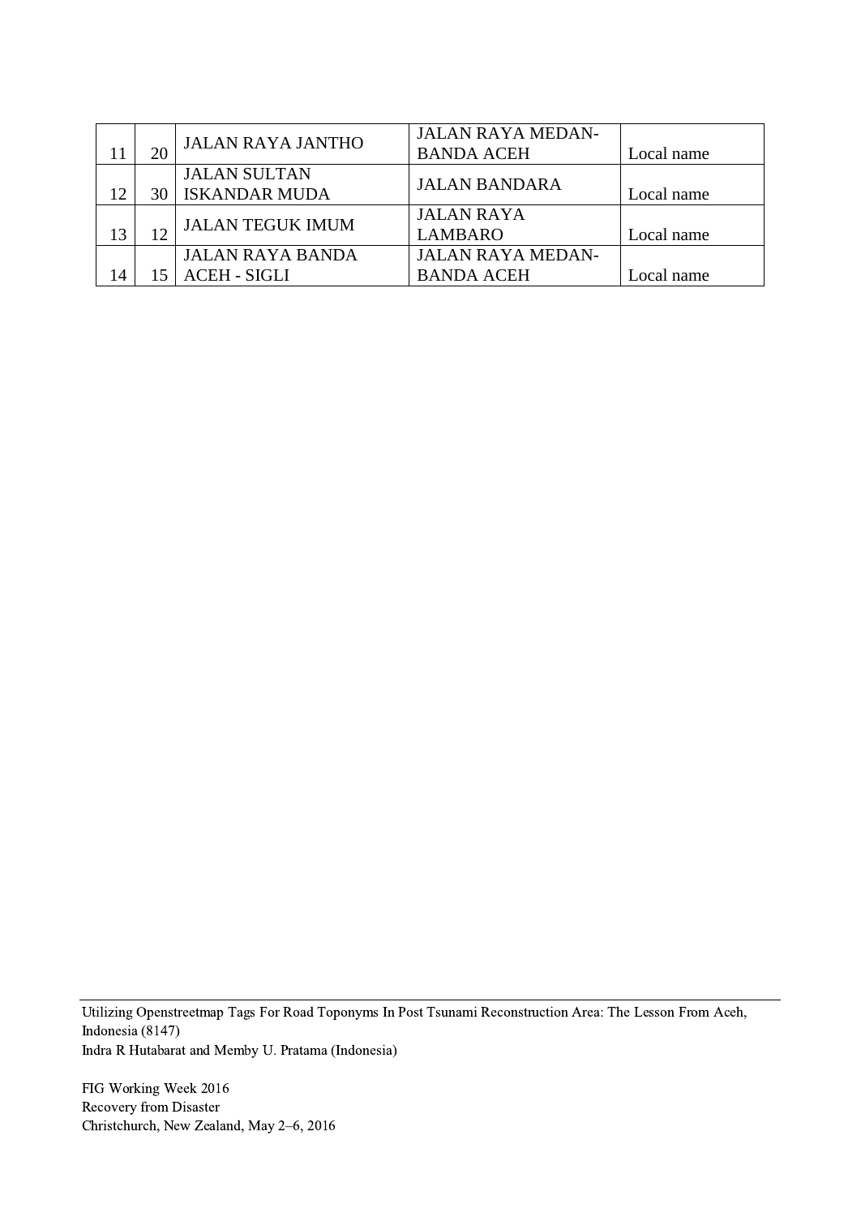| | | | | |
|---|---|---|---|---|
| 11 | 20 | JALAN RAYA JANTHO | JALAN RAYA MEDAN-BANDA ACEH | Local name |
| 12 | 30 | JALAN SULTAN ISKANDAR MUDA | JALAN BANDARA | Local name |
| 13 | 12 | JALAN TEGUK IMUM | JALAN RAYA LAMBARO | Local name |
| 14 | 15 | JALAN RAYA BANDA ACEH - SIGLI | JALAN RAYA MEDAN-BANDA ACEH | Local name |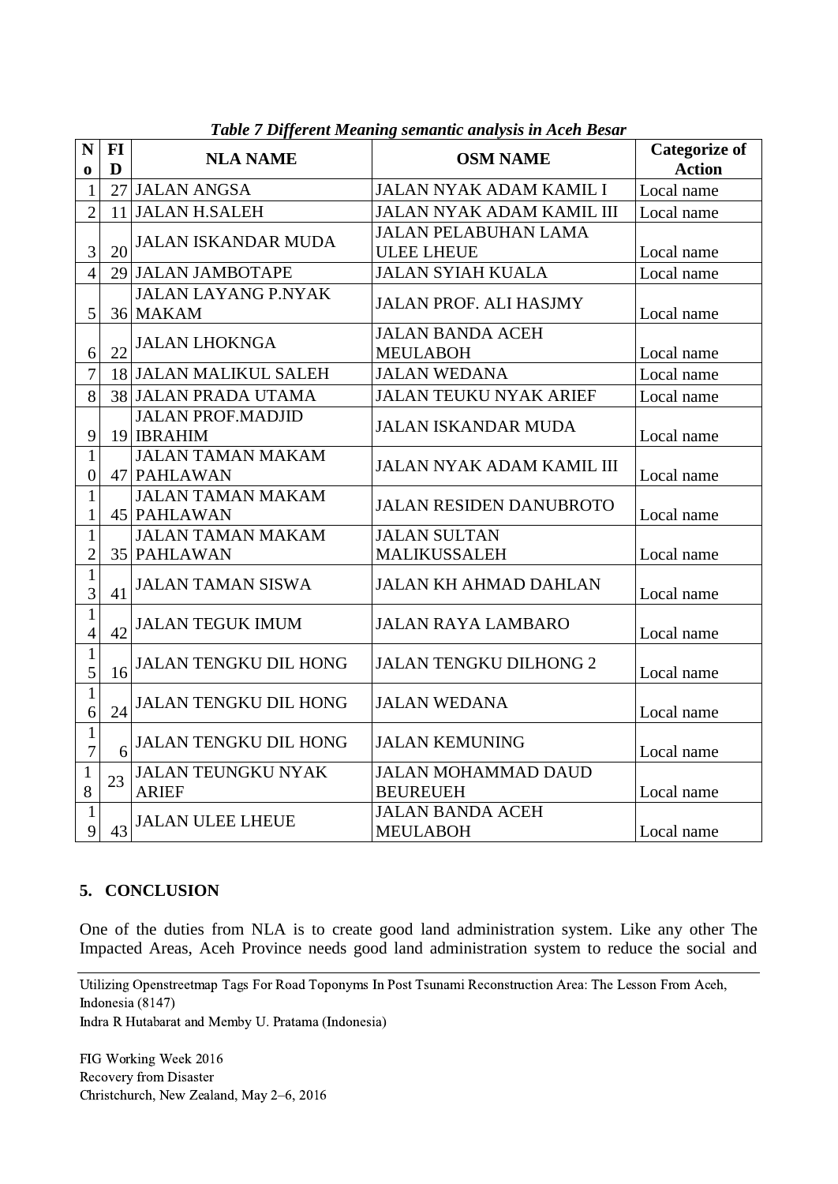*Table 7 Different Meaning semantic analysis in Aceh Besar*

| No | FID | NLA NAME | OSM NAME | Categorize of Action |
|---|---|---|---|---|
| 1 | 27 | JALAN ANGSA | JALAN NYAK ADAM KAMIL I | Local name |
| 2 | 11 | JALAN H.SALEH | JALAN NYAK ADAM KAMIL III | Local name |
| 3 | 20 | JALAN ISKANDAR MUDA | JALAN PELABUHAN LAMA ULEE LHEUE | Local name |
| 4 | 29 | JALAN JAMBOTAPE | JALAN SYIAH KUALA | Local name |
| 5 | 36 | JALAN LAYANG P.NYAK MAKAM | JALAN PROF. ALI HASJMY | Local name |
| 6 | 22 | JALAN LHOKNGA | JALAN BANDA ACEH MEULABOH | Local name |
| 7 | 18 | JALAN MALIKUL SALEH | JALAN WEDANA | Local name |
| 8 | 38 | JALAN PRADA UTAMA | JALAN TEUKU NYAK ARIEF | Local name |
| 9 | 19 | JALAN PROF.MADJID IBRAHIM | JALAN ISKANDAR MUDA | Local name |
| 10 | 47 | JALAN TAMAN MAKAM PAHLAWAN | JALAN NYAK ADAM KAMIL III | Local name |
| 11 | 45 | JALAN TAMAN MAKAM PAHLAWAN | JALAN RESIDEN DANUBROTO | Local name |
| 12 | 35 | JALAN TAMAN MAKAM PAHLAWAN | JALAN SULTAN MALIKUSSALEH | Local name |
| 13 | 41 | JALAN TAMAN SISWA | JALAN KH AHMAD DAHLAN | Local name |
| 14 | 42 | JALAN TEGUK IMUM | JALAN RAYA LAMBARO | Local name |
| 15 | 16 | JALAN TENGKU DIL HONG | JALAN TENGKU DILHONG 2 | Local name |
| 16 | 24 | JALAN TENGKU DIL HONG | JALAN WEDANA | Local name |
| 17 | 6 | JALAN TENGKU DIL HONG | JALAN KEMUNING | Local name |
| 18 | 23 | JALAN TEUNGKU NYAK ARIEF | JALAN MOHAMMAD DAUD BEUREUEH | Local name |
| 19 | 43 | JALAN ULEE LHEUE | JALAN BANDA ACEH MEULABOH | Local name |

## 5. CONCLUSION

One of the duties from NLA is to create good land administration system. Like any other The Impacted Areas, Aceh Province needs good land administration system to reduce the social and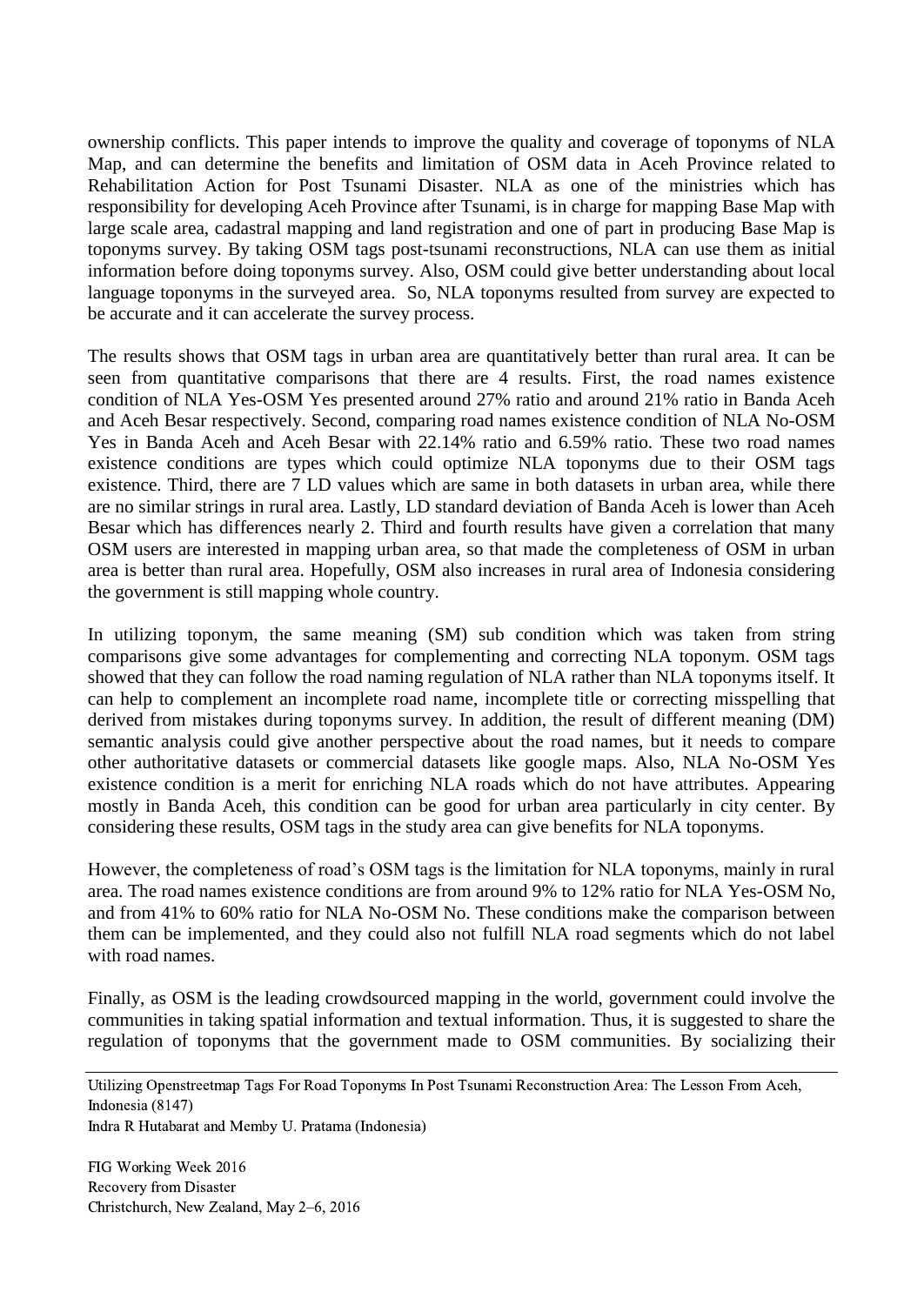ownership conflicts. This paper intends to improve the quality and coverage of toponyms of NLA Map, and can determine the benefits and limitation of OSM data in Aceh Province related to Rehabilitation Action for Post Tsunami Disaster. NLA as one of the ministries which has responsibility for developing Aceh Province after Tsunami, is in charge for mapping Base Map with large scale area, cadastral mapping and land registration and one of part in producing Base Map is toponyms survey. By taking OSM tags post-tsunami reconstructions, NLA can use them as initial information before doing toponyms survey. Also, OSM could give better understanding about local language toponyms in the surveyed area. So, NLA toponyms resulted from survey are expected to be accurate and it can accelerate the survey process.

The results shows that OSM tags in urban area are quantitatively better than rural area. It can be seen from quantitative comparisons that there are 4 results. First, the road names existence condition of NLA Yes-OSM Yes presented around 27% ratio and around 21% ratio in Banda Aceh and Aceh Besar respectively. Second, comparing road names existence condition of NLA No-OSM Yes in Banda Aceh and Aceh Besar with 22.14% ratio and 6.59% ratio. These two road names existence conditions are types which could optimize NLA toponyms due to their OSM tags existence. Third, there are 7 LD values which are same in both datasets in urban area, while there are no similar strings in rural area. Lastly, LD standard deviation of Banda Aceh is lower than Aceh Besar which has differences nearly 2. Third and fourth results have given a correlation that many OSM users are interested in mapping urban area, so that made the completeness of OSM in urban area is better than rural area. Hopefully, OSM also increases in rural area of Indonesia considering the government is still mapping whole country.

In utilizing toponym, the same meaning (SM) sub condition which was taken from string comparisons give some advantages for complementing and correcting NLA toponym. OSM tags showed that they can follow the road naming regulation of NLA rather than NLA toponyms itself. It can help to complement an incomplete road name, incomplete title or correcting misspelling that derived from mistakes during toponyms survey. In addition, the result of different meaning (DM) semantic analysis could give another perspective about the road names, but it needs to compare other authoritative datasets or commercial datasets like google maps. Also, NLA No-OSM Yes existence condition is a merit for enriching NLA roads which do not have attributes. Appearing mostly in Banda Aceh, this condition can be good for urban area particularly in city center. By considering these results, OSM tags in the study area can give benefits for NLA toponyms.

However, the completeness of road's OSM tags is the limitation for NLA toponyms, mainly in rural area. The road names existence conditions are from around 9% to 12% ratio for NLA Yes-OSM No, and from 41% to 60% ratio for NLA No-OSM No. These conditions make the comparison between them can be implemented, and they could also not fulfill NLA road segments which do not label with road names.

Finally, as OSM is the leading crowdsourced mapping in the world, government could involve the communities in taking spatial information and textual information. Thus, it is suggested to share the regulation of toponyms that the government made to OSM communities. By socializing their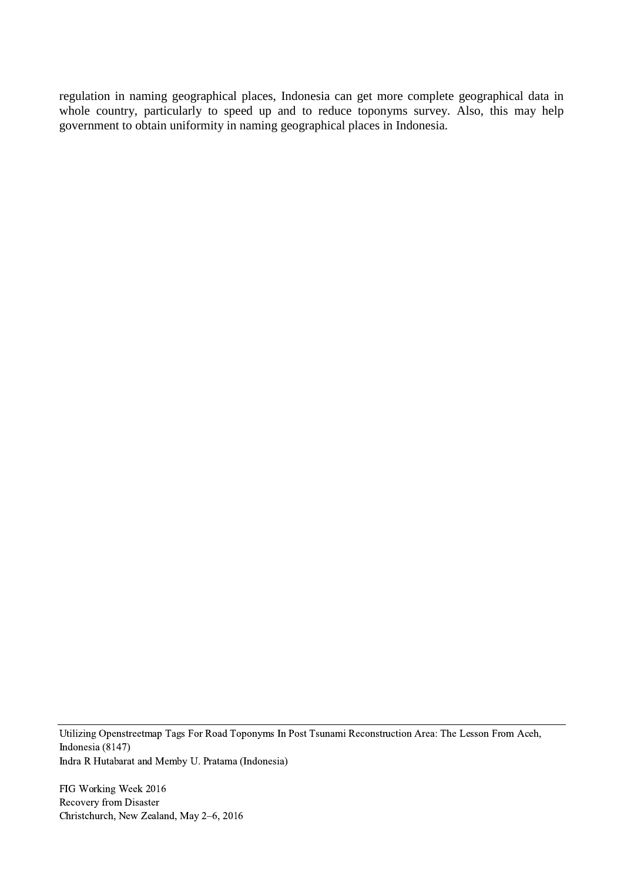regulation in naming geographical places, Indonesia can get more complete geographical data in whole country, particularly to speed up and to reduce toponyms survey. Also, this may help government to obtain uniformity in naming geographical places in Indonesia.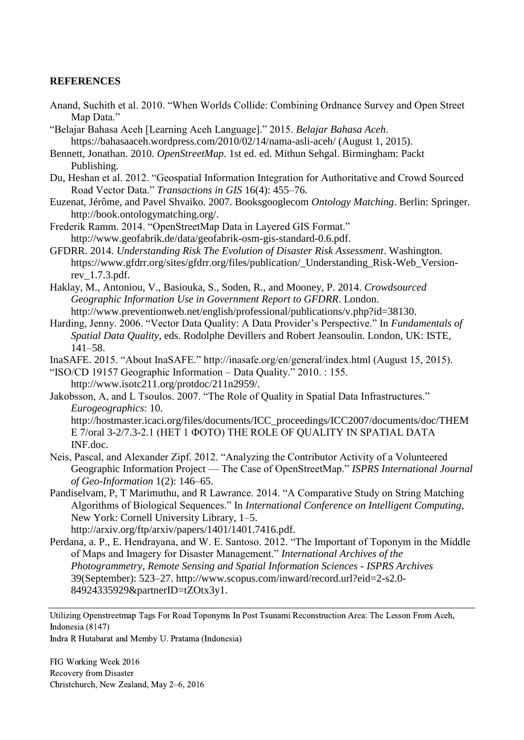**REFERENCES**

Anand, Suchith et al. 2010. "When Worlds Collide: Combining Ordnance Survey and Open Street Map Data."

"Belajar Bahasa Aceh [Learning Aceh Language]." 2015. *Belajar Bahasa Aceh*. https://bahasaaceh.wordpress.com/2010/02/14/nama-asli-aceh/ (August 1, 2015).

Bennett, Jonathan. 2010. *OpenStreetMap*. 1st ed. ed. Mithun Sehgal. Birmingham: Packt Publishing.

Du, Heshan et al. 2012. "Geospatial Information Integration for Authoritative and Crowd Sourced Road Vector Data." *Transactions in GIS* 16(4): 455–76.

Euzenat, Jérôme, and Pavel Shvaiko. 2007. Booksgooglecom *Ontology Matching*. Berlin: Springer. http://book.ontologymatching.org/.

Frederik Ramm. 2014. "OpenStreetMap Data in Layered GIS Format." http://www.geofabrik.de/data/geofabrik-osm-gis-standard-0.6.pdf.

GFDRR. 2014. *Understanding Risk The Evolution of Disaster Risk Assessment*. Washington. https://www.gfdrr.org/sites/gfdrr.org/files/publication/_Understanding_Risk-Web_Version-rev_1.7.3.pdf.

Haklay, M., Antoniou, V., Basiouka, S., Soden, R., and Mooney, P. 2014. *Crowdsourced Geographic Information Use in Government Report to GFDRR*. London. http://www.preventionweb.net/english/professional/publications/v.php?id=38130.

Harding, Jenny. 2006. "Vector Data Quality: A Data Provider's Perspective." In *Fundamentals of Spatial Data Quality*, eds. Rodolphe Devillers and Robert Jeansoulin. London, UK: ISTE, 141–58.

InaSAFE. 2015. "About InaSAFE." http://inasafe.org/en/general/index.html (August 15, 2015).

"ISO/CD 19157 Geographic Information – Data Quality." 2010. : 155. http://www.isotc211.org/protdoc/211n2959/.

Jakobsson, A, and L Tsoulos. 2007. "The Role of Quality in Spatial Data Infrastructures." *Eurogeographics*: 10. http://hostmaster.icaci.org/files/documents/ICC_proceedings/ICC2007/documents/doc/THEME 7/oral 3-2/7.3-2.1 (НЕТ 1 ФОТО) THE ROLE OF QUALITY IN SPATIAL DATA INF.doc.

Neis, Pascal, and Alexander Zipf. 2012. "Analyzing the Contributor Activity of a Volunteered Geographic Information Project — The Case of OpenStreetMap." *ISPRS International Journal of Geo-Information* 1(2): 146–65.

Pandiselvam, P, T Marimuthu, and R Lawrance. 2014. "A Comparative Study on String Matching Algorithms of Biological Sequences." In *International Conference on Intelligent Computing*, New York: Cornell University Library, 1–5. http://arxiv.org/ftp/arxiv/papers/1401/1401.7416.pdf.

Perdana, a. P., E. Hendrayana, and W. E. Santoso. 2012. "The Important of Toponym in the Middle of Maps and Imagery for Disaster Management." *International Archives of the Photogrammetry, Remote Sensing and Spatial Information Sciences - ISPRS Archives* 39(September): 523–27. http://www.scopus.com/inward/record.url?eid=2-s2.0-84924335929&partnerID=tZOtx3y1.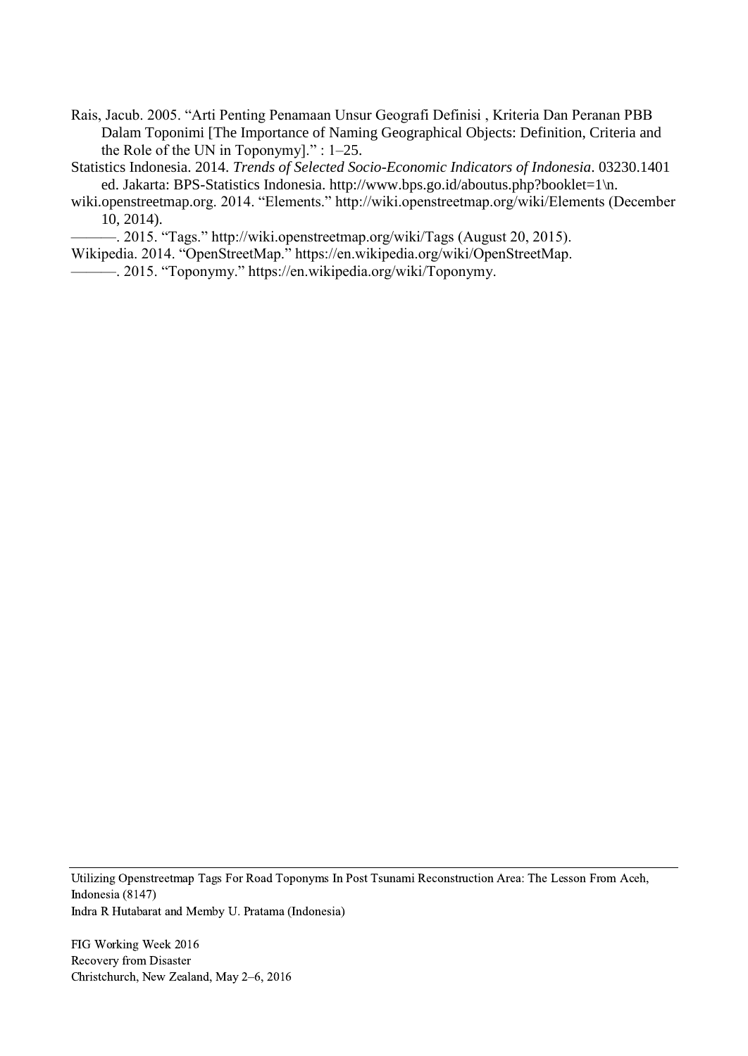Rais, Jacub. 2005. "Arti Penting Penamaan Unsur Geografi Definisi , Kriteria Dan Peranan PBB Dalam Toponimi [The Importance of Naming Geographical Objects: Definition, Criteria and the Role of the UN in Toponymy]." : 1–25.

Statistics Indonesia. 2014. *Trends of Selected Socio-Economic Indicators of Indonesia*. 03230.1401 ed. Jakarta: BPS-Statistics Indonesia. http://www.bps.go.id/aboutus.php?booklet=1\n.

wiki.openstreetmap.org. 2014. "Elements." http://wiki.openstreetmap.org/wiki/Elements (December 10, 2014).

———. 2015. "Tags." http://wiki.openstreetmap.org/wiki/Tags (August 20, 2015).

Wikipedia. 2014. "OpenStreetMap." https://en.wikipedia.org/wiki/OpenStreetMap.

———. 2015. "Toponymy." https://en.wikipedia.org/wiki/Toponymy.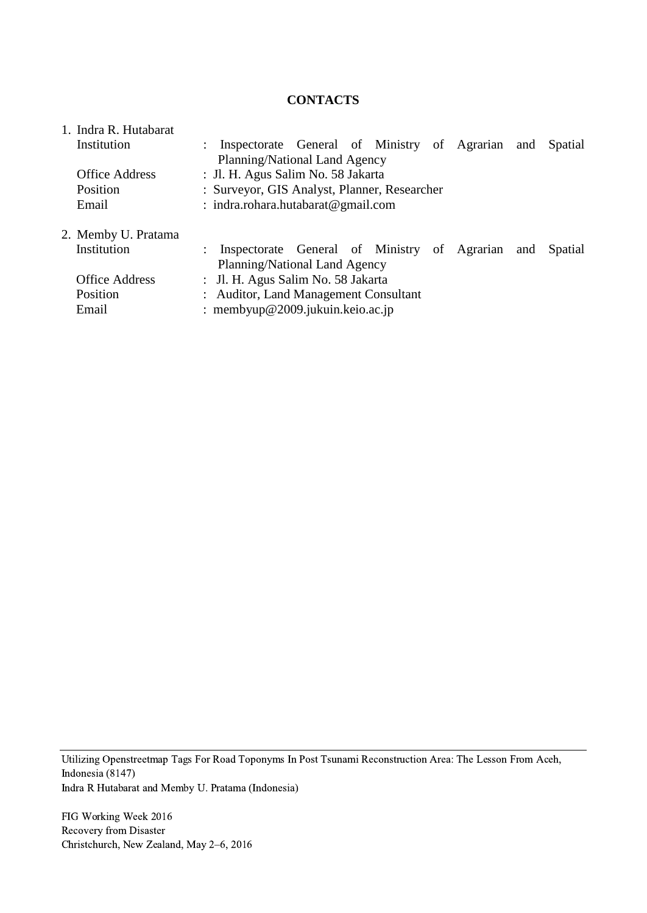## CONTACTS

1. Indra R. Hutabarat
   - Institution : Inspectorate General of Ministry of Agrarian and Spatial Planning/National Land Agency
   - Office Address : Jl. H. Agus Salim No. 58 Jakarta
   - Position : Surveyor, GIS Analyst, Planner, Researcher
   - Email : indra.rohara.hutabarat@gmail.com

2. Memby U. Pratama
   - Institution : Inspectorate General of Ministry of Agrarian and Spatial Planning/National Land Agency
   - Office Address : Jl. H. Agus Salim No. 58 Jakarta
   - Position : Auditor, Land Management Consultant
   - Email : membyup@2009.jukuin.keio.ac.jp